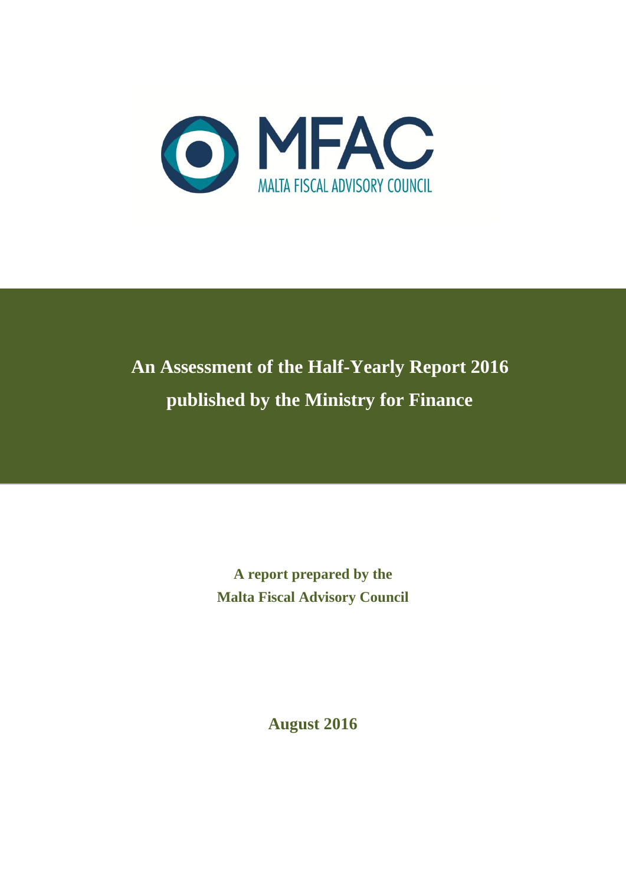MFAC

MALTA FISCAL ADVISORY COUNCIL

# An Assessment of the Half-Yearly Report 2016 published by the Ministry for Finance

**A report prepared by the Malta Fiscal Advisory Council**

**August 2016**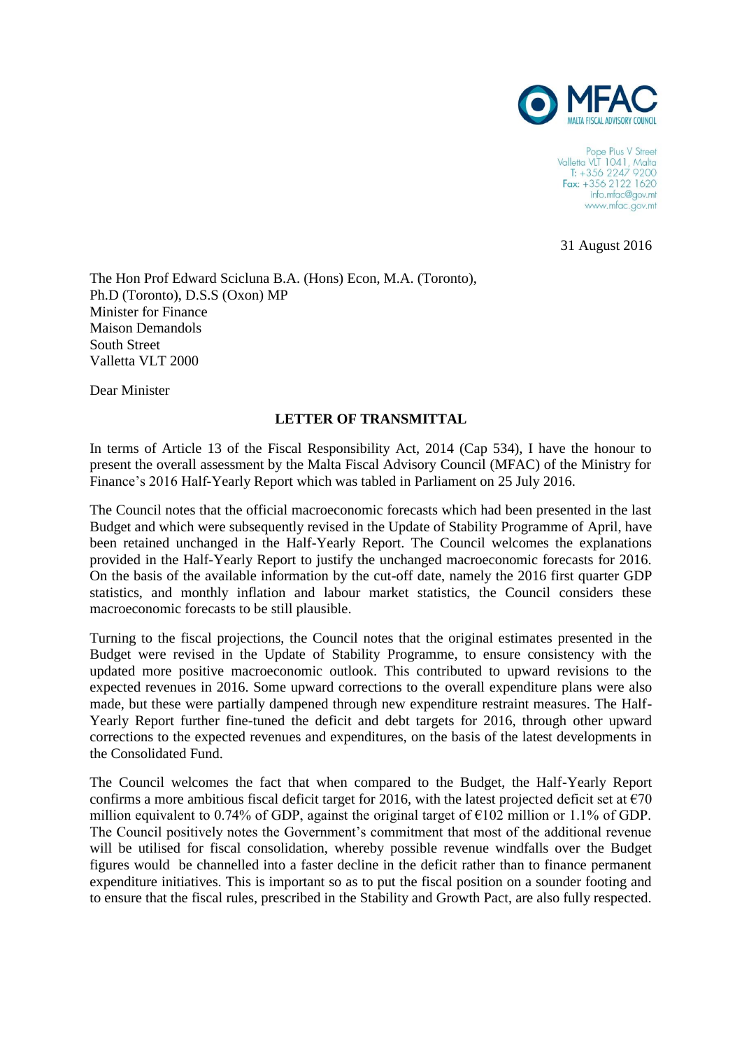MFAC
MALTA FISCAL ADVISORY COUNCIL

Pope Pius V Street
Valletta VLT 1041, Malta
T: +356 2247 9200
Fax: +356 2122 1620
info.mfac@gov.mt
www.mfac.gov.mt

31 August 2016

The Hon Prof Edward Scicluna B.A. (Hons) Econ, M.A. (Toronto),
Ph.D (Toronto), D.S.S (Oxon) MP
Minister for Finance
Maison Demandols
South Street
Valletta VLT 2000

Dear Minister

**LETTER OF TRANSMITTAL**

In terms of Article 13 of the Fiscal Responsibility Act, 2014 (Cap 534), I have the honour to present the overall assessment by the Malta Fiscal Advisory Council (MFAC) of the Ministry for Finance's 2016 Half-Yearly Report which was tabled in Parliament on 25 July 2016.

The Council notes that the official macroeconomic forecasts which had been presented in the last Budget and which were subsequently revised in the Update of Stability Programme of April, have been retained unchanged in the Half-Yearly Report. The Council welcomes the explanations provided in the Half-Yearly Report to justify the unchanged macroeconomic forecasts for 2016. On the basis of the available information by the cut-off date, namely the 2016 first quarter GDP statistics, and monthly inflation and labour market statistics, the Council considers these macroeconomic forecasts to be still plausible.

Turning to the fiscal projections, the Council notes that the original estimates presented in the Budget were revised in the Update of Stability Programme, to ensure consistency with the updated more positive macroeconomic outlook. This contributed to upward revisions to the expected revenues in 2016. Some upward corrections to the overall expenditure plans were also made, but these were partially dampened through new expenditure restraint measures. The Half-Yearly Report further fine-tuned the deficit and debt targets for 2016, through other upward corrections to the expected revenues and expenditures, on the basis of the latest developments in the Consolidated Fund.

The Council welcomes the fact that when compared to the Budget, the Half-Yearly Report confirms a more ambitious fiscal deficit target for 2016, with the latest projected deficit set at €70 million equivalent to 0.74% of GDP, against the original target of €102 million or 1.1% of GDP. The Council positively notes the Government's commitment that most of the additional revenue will be utilised for fiscal consolidation, whereby possible revenue windfalls over the Budget figures would be channelled into a faster decline in the deficit rather than to finance permanent expenditure initiatives. This is important so as to put the fiscal position on a sounder footing and to ensure that the fiscal rules, prescribed in the Stability and Growth Pact, are also fully respected.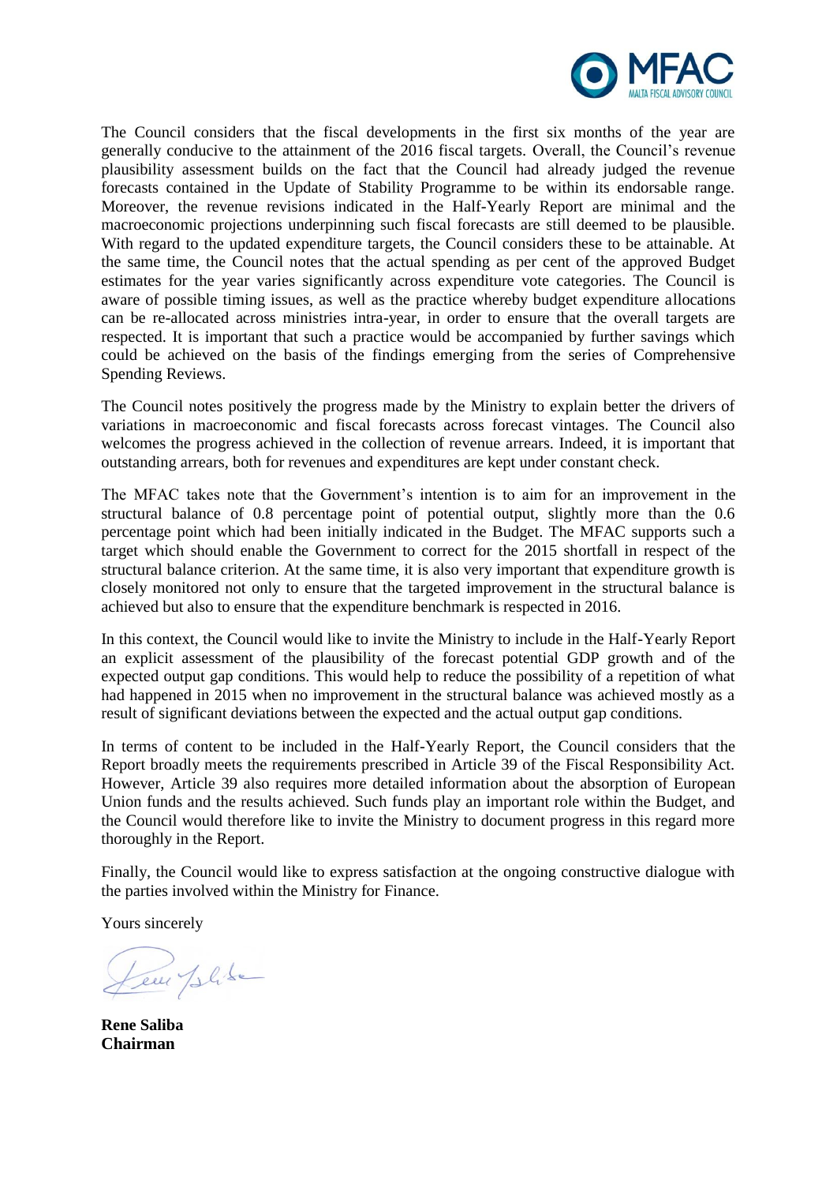The Council considers that the fiscal developments in the first six months of the year are generally conducive to the attainment of the 2016 fiscal targets. Overall, the Council's revenue plausibility assessment builds on the fact that the Council had already judged the revenue forecasts contained in the Update of Stability Programme to be within its endorsable range. Moreover, the revenue revisions indicated in the Half-Yearly Report are minimal and the macroeconomic projections underpinning such fiscal forecasts are still deemed to be plausible. With regard to the updated expenditure targets, the Council considers these to be attainable. At the same time, the Council notes that the actual spending as per cent of the approved Budget estimates for the year varies significantly across expenditure vote categories. The Council is aware of possible timing issues, as well as the practice whereby budget expenditure allocations can be re-allocated across ministries intra-year, in order to ensure that the overall targets are respected. It is important that such a practice would be accompanied by further savings which could be achieved on the basis of the findings emerging from the series of Comprehensive Spending Reviews.

The Council notes positively the progress made by the Ministry to explain better the drivers of variations in macroeconomic and fiscal forecasts across forecast vintages. The Council also welcomes the progress achieved in the collection of revenue arrears. Indeed, it is important that outstanding arrears, both for revenues and expenditures are kept under constant check.

The MFAC takes note that the Government's intention is to aim for an improvement in the structural balance of 0.8 percentage point of potential output, slightly more than the 0.6 percentage point which had been initially indicated in the Budget. The MFAC supports such a target which should enable the Government to correct for the 2015 shortfall in respect of the structural balance criterion. At the same time, it is also very important that expenditure growth is closely monitored not only to ensure that the targeted improvement in the structural balance is achieved but also to ensure that the expenditure benchmark is respected in 2016.

In this context, the Council would like to invite the Ministry to include in the Half-Yearly Report an explicit assessment of the plausibility of the forecast potential GDP growth and of the expected output gap conditions. This would help to reduce the possibility of a repetition of what had happened in 2015 when no improvement in the structural balance was achieved mostly as a result of significant deviations between the expected and the actual output gap conditions.

In terms of content to be included in the Half-Yearly Report, the Council considers that the Report broadly meets the requirements prescribed in Article 39 of the Fiscal Responsibility Act. However, Article 39 also requires more detailed information about the absorption of European Union funds and the results achieved. Such funds play an important role within the Budget, and the Council would therefore like to invite the Ministry to document progress in this regard more thoroughly in the Report.

Finally, the Council would like to express satisfaction at the ongoing constructive dialogue with the parties involved within the Ministry for Finance.

Yours sincerely

**Rene Saliba**
**Chairman**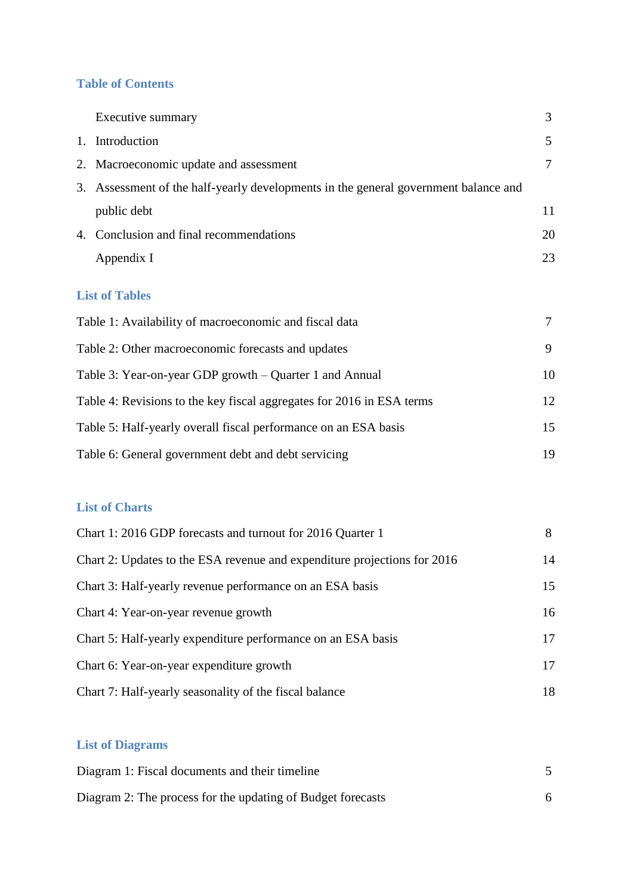## Table of Contents

| | | |
|---|---|---|
| | Executive summary | 3 |
| 1. | Introduction | 5 |
| 2. | Macroeconomic update and assessment | 7 |
| 3. | Assessment of the half-yearly developments in the general government balance and public debt | 11 |
| 4. | Conclusion and final recommendations | 20 |
| | Appendix I | 23 |

## List of Tables

| | |
|---|---|
| Table 1: Availability of macroeconomic and fiscal data | 7 |
| Table 2: Other macroeconomic forecasts and updates | 9 |
| Table 3: Year-on-year GDP growth – Quarter 1 and Annual | 10 |
| Table 4: Revisions to the key fiscal aggregates for 2016 in ESA terms | 12 |
| Table 5: Half-yearly overall fiscal performance on an ESA basis | 15 |
| Table 6: General government debt and debt servicing | 19 |

## List of Charts

| | |
|---|---|
| Chart 1: 2016 GDP forecasts and turnout for 2016 Quarter 1 | 8 |
| Chart 2: Updates to the ESA revenue and expenditure projections for 2016 | 14 |
| Chart 3: Half-yearly revenue performance on an ESA basis | 15 |
| Chart 4: Year-on-year revenue growth | 16 |
| Chart 5: Half-yearly expenditure performance on an ESA basis | 17 |
| Chart 6: Year-on-year expenditure growth | 17 |
| Chart 7: Half-yearly seasonality of the fiscal balance | 18 |

## List of Diagrams

| | |
|---|---|
| Diagram 1: Fiscal documents and their timeline | 5 |
| Diagram 2: The process for the updating of Budget forecasts | 6 |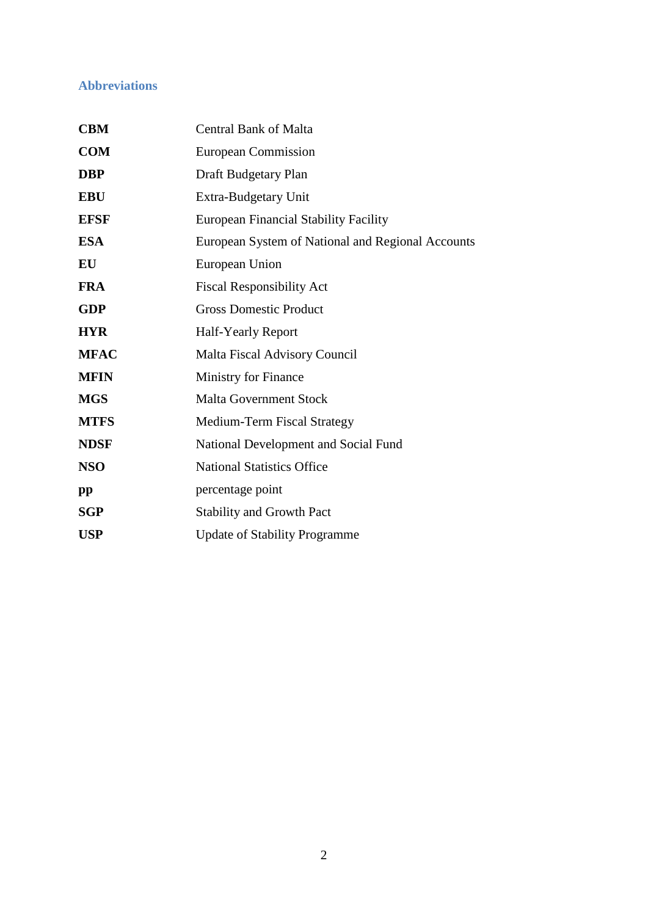## Abbreviations

| | |
|---|---|
| **CBM** | Central Bank of Malta |
| **COM** | European Commission |
| **DBP** | Draft Budgetary Plan |
| **EBU** | Extra-Budgetary Unit |
| **EFSF** | European Financial Stability Facility |
| **ESA** | European System of National and Regional Accounts |
| **EU** | European Union |
| **FRA** | Fiscal Responsibility Act |
| **GDP** | Gross Domestic Product |
| **HYR** | Half-Yearly Report |
| **MFAC** | Malta Fiscal Advisory Council |
| **MFIN** | Ministry for Finance |
| **MGS** | Malta Government Stock |
| **MTFS** | Medium-Term Fiscal Strategy |
| **NDSF** | National Development and Social Fund |
| **NSO** | National Statistics Office |
| **pp** | percentage point |
| **SGP** | Stability and Growth Pact |
| **USP** | Update of Stability Programme |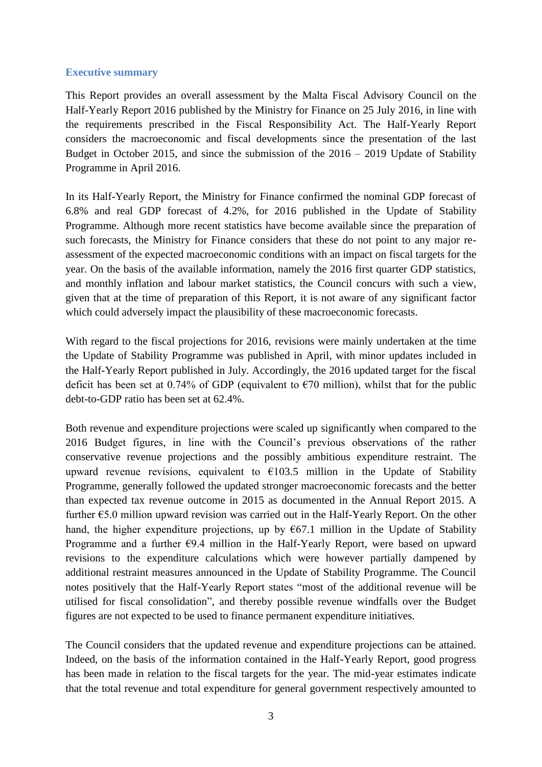## Executive summary

This Report provides an overall assessment by the Malta Fiscal Advisory Council on the Half-Yearly Report 2016 published by the Ministry for Finance on 25 July 2016, in line with the requirements prescribed in the Fiscal Responsibility Act. The Half-Yearly Report considers the macroeconomic and fiscal developments since the presentation of the last Budget in October 2015, and since the submission of the 2016 – 2019 Update of Stability Programme in April 2016.

In its Half-Yearly Report, the Ministry for Finance confirmed the nominal GDP forecast of 6.8% and real GDP forecast of 4.2%, for 2016 published in the Update of Stability Programme. Although more recent statistics have become available since the preparation of such forecasts, the Ministry for Finance considers that these do not point to any major re-assessment of the expected macroeconomic conditions with an impact on fiscal targets for the year. On the basis of the available information, namely the 2016 first quarter GDP statistics, and monthly inflation and labour market statistics, the Council concurs with such a view, given that at the time of preparation of this Report, it is not aware of any significant factor which could adversely impact the plausibility of these macroeconomic forecasts.

With regard to the fiscal projections for 2016, revisions were mainly undertaken at the time the Update of Stability Programme was published in April, with minor updates included in the Half-Yearly Report published in July. Accordingly, the 2016 updated target for the fiscal deficit has been set at 0.74% of GDP (equivalent to €70 million), whilst that for the public debt-to-GDP ratio has been set at 62.4%.

Both revenue and expenditure projections were scaled up significantly when compared to the 2016 Budget figures, in line with the Council's previous observations of the rather conservative revenue projections and the possibly ambitious expenditure restraint. The upward revenue revisions, equivalent to €103.5 million in the Update of Stability Programme, generally followed the updated stronger macroeconomic forecasts and the better than expected tax revenue outcome in 2015 as documented in the Annual Report 2015. A further €5.0 million upward revision was carried out in the Half-Yearly Report. On the other hand, the higher expenditure projections, up by €67.1 million in the Update of Stability Programme and a further €9.4 million in the Half-Yearly Report, were based on upward revisions to the expenditure calculations which were however partially dampened by additional restraint measures announced in the Update of Stability Programme. The Council notes positively that the Half-Yearly Report states "most of the additional revenue will be utilised for fiscal consolidation", and thereby possible revenue windfalls over the Budget figures are not expected to be used to finance permanent expenditure initiatives.

The Council considers that the updated revenue and expenditure projections can be attained. Indeed, on the basis of the information contained in the Half-Yearly Report, good progress has been made in relation to the fiscal targets for the year. The mid-year estimates indicate that the total revenue and total expenditure for general government respectively amounted to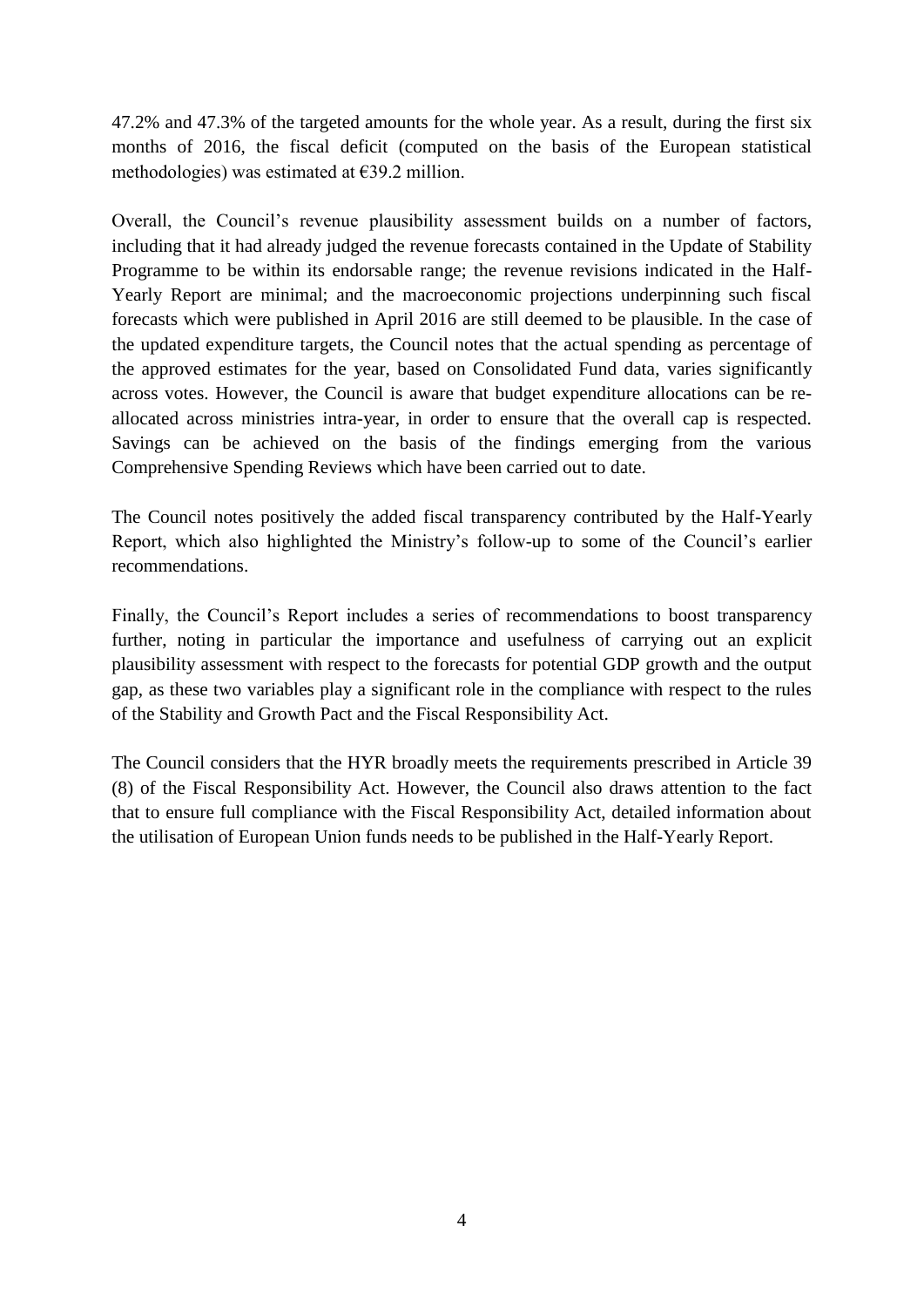47.2% and 47.3% of the targeted amounts for the whole year. As a result, during the first six months of 2016, the fiscal deficit (computed on the basis of the European statistical methodologies) was estimated at €39.2 million.

Overall, the Council's revenue plausibility assessment builds on a number of factors, including that it had already judged the revenue forecasts contained in the Update of Stability Programme to be within its endorsable range; the revenue revisions indicated in the Half-Yearly Report are minimal; and the macroeconomic projections underpinning such fiscal forecasts which were published in April 2016 are still deemed to be plausible. In the case of the updated expenditure targets, the Council notes that the actual spending as percentage of the approved estimates for the year, based on Consolidated Fund data, varies significantly across votes. However, the Council is aware that budget expenditure allocations can be re-allocated across ministries intra-year, in order to ensure that the overall cap is respected. Savings can be achieved on the basis of the findings emerging from the various Comprehensive Spending Reviews which have been carried out to date.

The Council notes positively the added fiscal transparency contributed by the Half-Yearly Report, which also highlighted the Ministry's follow-up to some of the Council's earlier recommendations.

Finally, the Council's Report includes a series of recommendations to boost transparency further, noting in particular the importance and usefulness of carrying out an explicit plausibility assessment with respect to the forecasts for potential GDP growth and the output gap, as these two variables play a significant role in the compliance with respect to the rules of the Stability and Growth Pact and the Fiscal Responsibility Act.

The Council considers that the HYR broadly meets the requirements prescribed in Article 39 (8) of the Fiscal Responsibility Act. However, the Council also draws attention to the fact that to ensure full compliance with the Fiscal Responsibility Act, detailed information about the utilisation of European Union funds needs to be published in the Half-Yearly Report.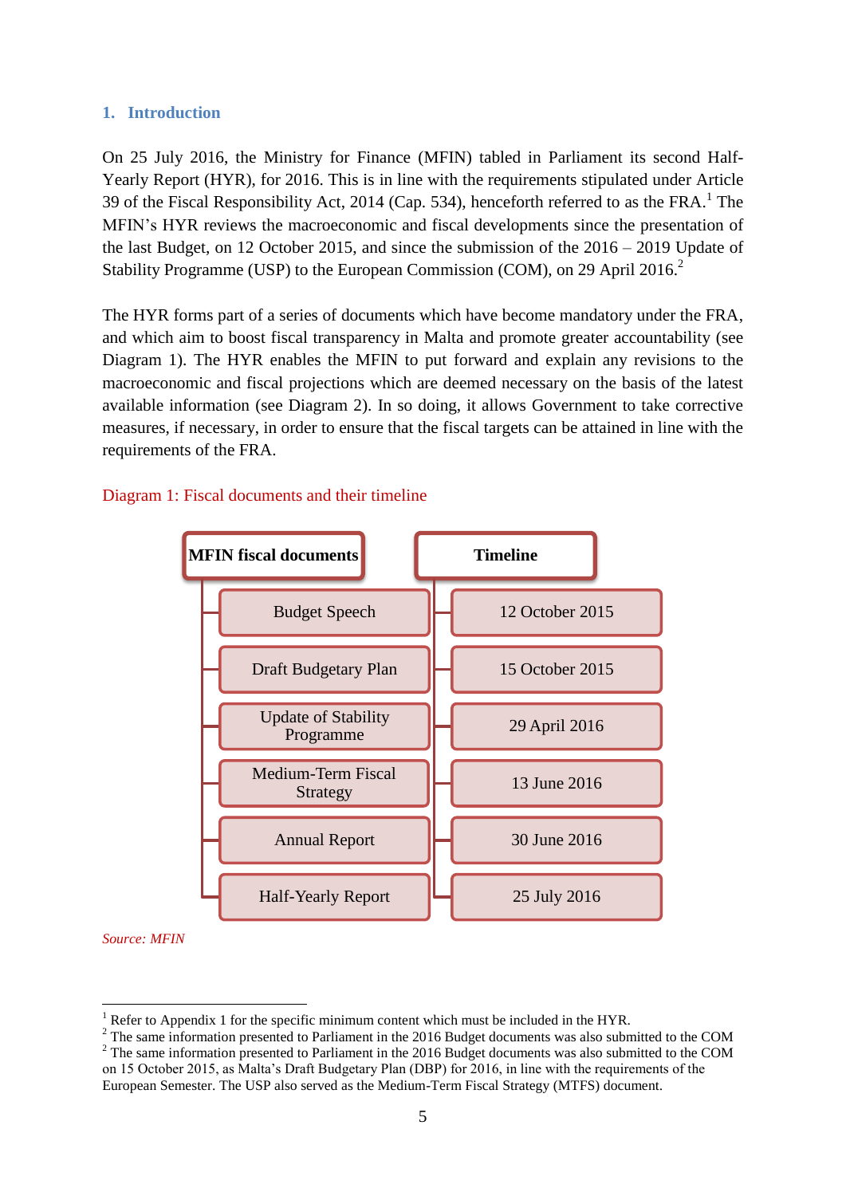## 1. Introduction

On 25 July 2016, the Ministry for Finance (MFIN) tabled in Parliament its second Half-Yearly Report (HYR), for 2016. This is in line with the requirements stipulated under Article 39 of the Fiscal Responsibility Act, 2014 (Cap. 534), henceforth referred to as the FRA.[1] The MFIN's HYR reviews the macroeconomic and fiscal developments since the presentation of the last Budget, on 12 October 2015, and since the submission of the 2016 – 2019 Update of Stability Programme (USP) to the European Commission (COM), on 29 April 2016.[2]

The HYR forms part of a series of documents which have become mandatory under the FRA, and which aim to boost fiscal transparency in Malta and promote greater accountability (see Diagram 1). The HYR enables the MFIN to put forward and explain any revisions to the macroeconomic and fiscal projections which are deemed necessary on the basis of the latest available information (see Diagram 2). In so doing, it allows Government to take corrective measures, if necessary, in order to ensure that the fiscal targets can be attained in line with the requirements of the FRA.

Diagram 1: Fiscal documents and their timeline

| MFIN fiscal documents | Timeline |
|---|---|
| Budget Speech | 12 October 2015 |
| Draft Budgetary Plan | 15 October 2015 |
| Update of Stability Programme | 29 April 2016 |
| Medium-Term Fiscal Strategy | 13 June 2016 |
| Annual Report | 30 June 2016 |
| Half-Yearly Report | 25 July 2016 |

*Source: MFIN*

---

[1] Refer to Appendix 1 for the specific minimum content which must be included in the HYR.
[2] The same information presented to Parliament in the 2016 Budget documents was also submitted to the COM
[2] The same information presented to Parliament in the 2016 Budget documents was also submitted to the COM on 15 October 2015, as Malta's Draft Budgetary Plan (DBP) for 2016, in line with the requirements of the European Semester. The USP also served as the Medium-Term Fiscal Strategy (MTFS) document.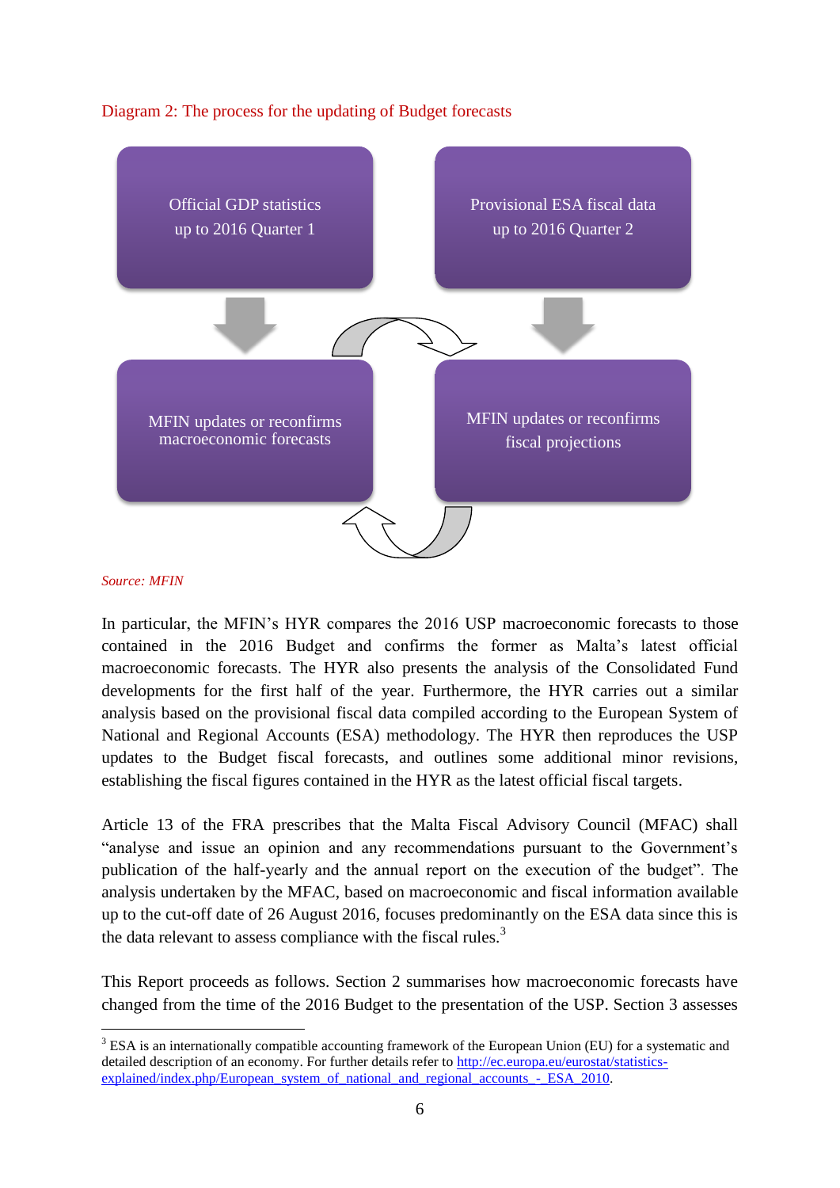Diagram 2: The process for the updating of Budget forecasts

Official GDP statistics up to 2016 Quarter 1

Provisional ESA fiscal data up to 2016 Quarter 2

MFIN updates or reconfirms macroeconomic forecasts

MFIN updates or reconfirms fiscal projections

*Source: MFIN*

In particular, the MFIN's HYR compares the 2016 USP macroeconomic forecasts to those contained in the 2016 Budget and confirms the former as Malta's latest official macroeconomic forecasts. The HYR also presents the analysis of the Consolidated Fund developments for the first half of the year. Furthermore, the HYR carries out a similar analysis based on the provisional fiscal data compiled according to the European System of National and Regional Accounts (ESA) methodology. The HYR then reproduces the USP updates to the Budget fiscal forecasts, and outlines some additional minor revisions, establishing the fiscal figures contained in the HYR as the latest official fiscal targets.

Article 13 of the FRA prescribes that the Malta Fiscal Advisory Council (MFAC) shall "analyse and issue an opinion and any recommendations pursuant to the Government's publication of the half-yearly and the annual report on the execution of the budget". The analysis undertaken by the MFAC, based on macroeconomic and fiscal information available up to the cut-off date of 26 August 2016, focuses predominantly on the ESA data since this is the data relevant to assess compliance with the fiscal rules.[3]

This Report proceeds as follows. Section 2 summarises how macroeconomic forecasts have changed from the time of the 2016 Budget to the presentation of the USP. Section 3 assesses

---

[3] ESA is an internationally compatible accounting framework of the European Union (EU) for a systematic and detailed description of an economy. For further details refer to http://ec.europa.eu/eurostat/statistics-explained/index.php/European_system_of_national_and_regional_accounts_-_ESA_2010.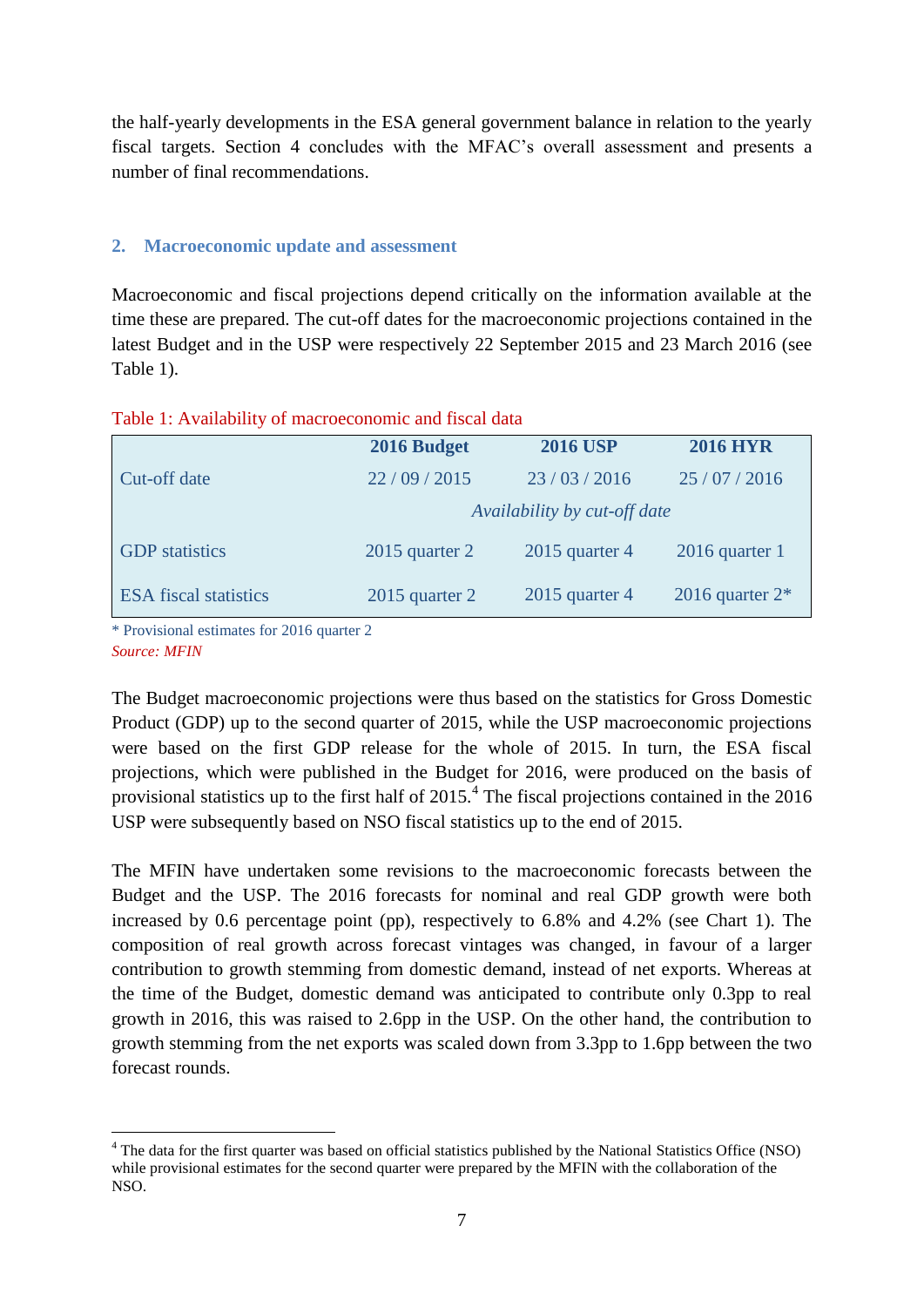the half-yearly developments in the ESA general government balance in relation to the yearly fiscal targets. Section 4 concludes with the MFAC's overall assessment and presents a number of final recommendations.

## 2. Macroeconomic update and assessment

Macroeconomic and fiscal projections depend critically on the information available at the time these are prepared. The cut-off dates for the macroeconomic projections contained in the latest Budget and in the USP were respectively 22 September 2015 and 23 March 2016 (see Table 1).

Table 1: Availability of macroeconomic and fiscal data

| | 2016 Budget | 2016 USP | 2016 HYR |
|---|---|---|---|
| Cut-off date | 22 / 09 / 2015 | 23 / 03 / 2016 | 25 / 07 / 2016 |
| | | *Availability by cut-off date* | |
| GDP statistics | 2015 quarter 2 | 2015 quarter 4 | 2016 quarter 1 |
| ESA fiscal statistics | 2015 quarter 2 | 2015 quarter 4 | 2016 quarter 2* |

\* Provisional estimates for 2016 quarter 2
*Source: MFIN*

The Budget macroeconomic projections were thus based on the statistics for Gross Domestic Product (GDP) up to the second quarter of 2015, while the USP macroeconomic projections were based on the first GDP release for the whole of 2015. In turn, the ESA fiscal projections, which were published in the Budget for 2016, were produced on the basis of provisional statistics up to the first half of 2015.[4] The fiscal projections contained in the 2016 USP were subsequently based on NSO fiscal statistics up to the end of 2015.

The MFIN have undertaken some revisions to the macroeconomic forecasts between the Budget and the USP. The 2016 forecasts for nominal and real GDP growth were both increased by 0.6 percentage point (pp), respectively to 6.8% and 4.2% (see Chart 1). The composition of real growth across forecast vintages was changed, in favour of a larger contribution to growth stemming from domestic demand, instead of net exports. Whereas at the time of the Budget, domestic demand was anticipated to contribute only 0.3pp to real growth in 2016, this was raised to 2.6pp in the USP. On the other hand, the contribution to growth stemming from the net exports was scaled down from 3.3pp to 1.6pp between the two forecast rounds.

[4] The data for the first quarter was based on official statistics published by the National Statistics Office (NSO) while provisional estimates for the second quarter were prepared by the MFIN with the collaboration of the NSO.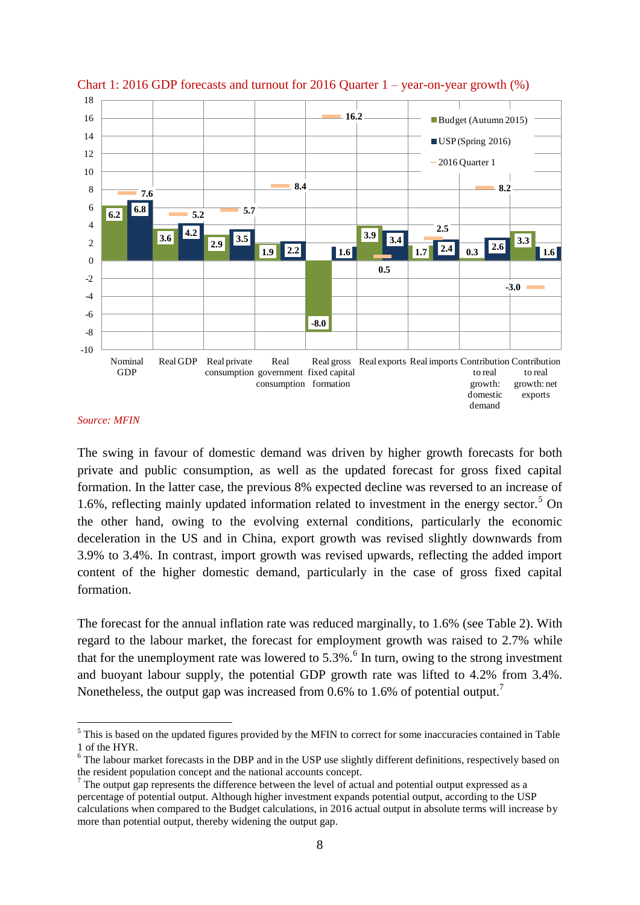Chart 1: 2016 GDP forecasts and turnout for 2016 Quarter 1 – year-on-year growth (%)

| | Budget (Autumn 2015) | USP (Spring 2016) | 2016 Quarter 1 |
|---|---|---|---|
| Nominal GDP | 6.2 | 6.8 | 7.6 |
| Real GDP | 3.6 | 4.2 | 5.2 |
| Real private consumption | 2.9 | 3.5 | 5.7 |
| Real government consumption | 1.9 | 2.2 | 8.4 |
| Real gross fixed capital formation | -8.0 | 1.6 | 16.2 |
| Real exports | 3.9 | 3.4 | 0.5 |
| Real imports | 1.7 | 2.4 | 2.5 |
| Contribution to real growth: domestic demand | 0.3 | 2.6 | 8.2 |
| Contribution to real growth: net exports | 3.3 | 1.6 | -3.0 |

*Source: MFIN*

The swing in favour of domestic demand was driven by higher growth forecasts for both private and public consumption, as well as the updated forecast for gross fixed capital formation. In the latter case, the previous 8% expected decline was reversed to an increase of 1.6%, reflecting mainly updated information related to investment in the energy sector.[5] On the other hand, owing to the evolving external conditions, particularly the economic deceleration in the US and in China, export growth was revised slightly downwards from 3.9% to 3.4%. In contrast, import growth was revised upwards, reflecting the added import content of the higher domestic demand, particularly in the case of gross fixed capital formation.

The forecast for the annual inflation rate was reduced marginally, to 1.6% (see Table 2). With regard to the labour market, the forecast for employment growth was raised to 2.7% while that for the unemployment rate was lowered to 5.3%.[6] In turn, owing to the strong investment and buoyant labour supply, the potential GDP growth rate was lifted to 4.2% from 3.4%. Nonetheless, the output gap was increased from 0.6% to 1.6% of potential output.[7]

[5] This is based on the updated figures provided by the MFIN to correct for some inaccuracies contained in Table 1 of the HYR.

[6] The labour market forecasts in the DBP and in the USP use slightly different definitions, respectively based on the resident population concept and the national accounts concept.

[7] The output gap represents the difference between the level of actual and potential output expressed as a percentage of potential output. Although higher investment expands potential output, according to the USP calculations when compared to the Budget calculations, in 2016 actual output in absolute terms will increase by more than potential output, thereby widening the output gap.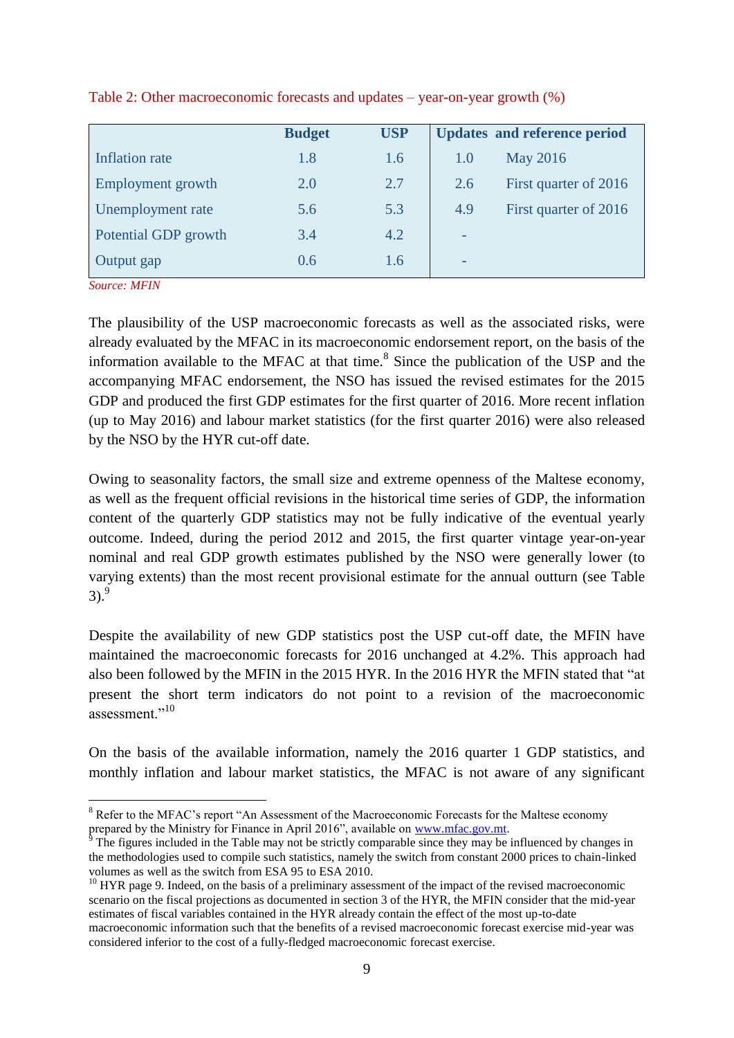Table 2: Other macroeconomic forecasts and updates – year-on-year growth (%)

| | Budget | USP | Updates | and reference period |
|---|---|---|---|---|
| Inflation rate | 1.8 | 1.6 | 1.0 | May 2016 |
| Employment growth | 2.0 | 2.7 | 2.6 | First quarter of 2016 |
| Unemployment rate | 5.6 | 5.3 | 4.9 | First quarter of 2016 |
| Potential GDP growth | 3.4 | 4.2 | - | |
| Output gap | 0.6 | 1.6 | - | |

*Source: MFIN*

The plausibility of the USP macroeconomic forecasts as well as the associated risks, were already evaluated by the MFAC in its macroeconomic endorsement report, on the basis of the information available to the MFAC at that time.[8] Since the publication of the USP and the accompanying MFAC endorsement, the NSO has issued the revised estimates for the 2015 GDP and produced the first GDP estimates for the first quarter of 2016. More recent inflation (up to May 2016) and labour market statistics (for the first quarter 2016) were also released by the NSO by the HYR cut-off date.

Owing to seasonality factors, the small size and extreme openness of the Maltese economy, as well as the frequent official revisions in the historical time series of GDP, the information content of the quarterly GDP statistics may not be fully indicative of the eventual yearly outcome. Indeed, during the period 2012 and 2015, the first quarter vintage year-on-year nominal and real GDP growth estimates published by the NSO were generally lower (to varying extents) than the most recent provisional estimate for the annual outturn (see Table 3).[9]

Despite the availability of new GDP statistics post the USP cut-off date, the MFIN have maintained the macroeconomic forecasts for 2016 unchanged at 4.2%. This approach had also been followed by the MFIN in the 2015 HYR. In the 2016 HYR the MFIN stated that "at present the short term indicators do not point to a revision of the macroeconomic assessment."[10]

On the basis of the available information, namely the 2016 quarter 1 GDP statistics, and monthly inflation and labour market statistics, the MFAC is not aware of any significant

---

[8] Refer to the MFAC's report "An Assessment of the Macroeconomic Forecasts for the Maltese economy prepared by the Ministry for Finance in April 2016", available on www.mfac.gov.mt.

[9] The figures included in the Table may not be strictly comparable since they may be influenced by changes in the methodologies used to compile such statistics, namely the switch from constant 2000 prices to chain-linked volumes as well as the switch from ESA 95 to ESA 2010.

[10] HYR page 9. Indeed, on the basis of a preliminary assessment of the impact of the revised macroeconomic scenario on the fiscal projections as documented in section 3 of the HYR, the MFIN consider that the mid-year estimates of fiscal variables contained in the HYR already contain the effect of the most up-to-date macroeconomic information such that the benefits of a revised macroeconomic forecast exercise mid-year was considered inferior to the cost of a fully-fledged macroeconomic forecast exercise.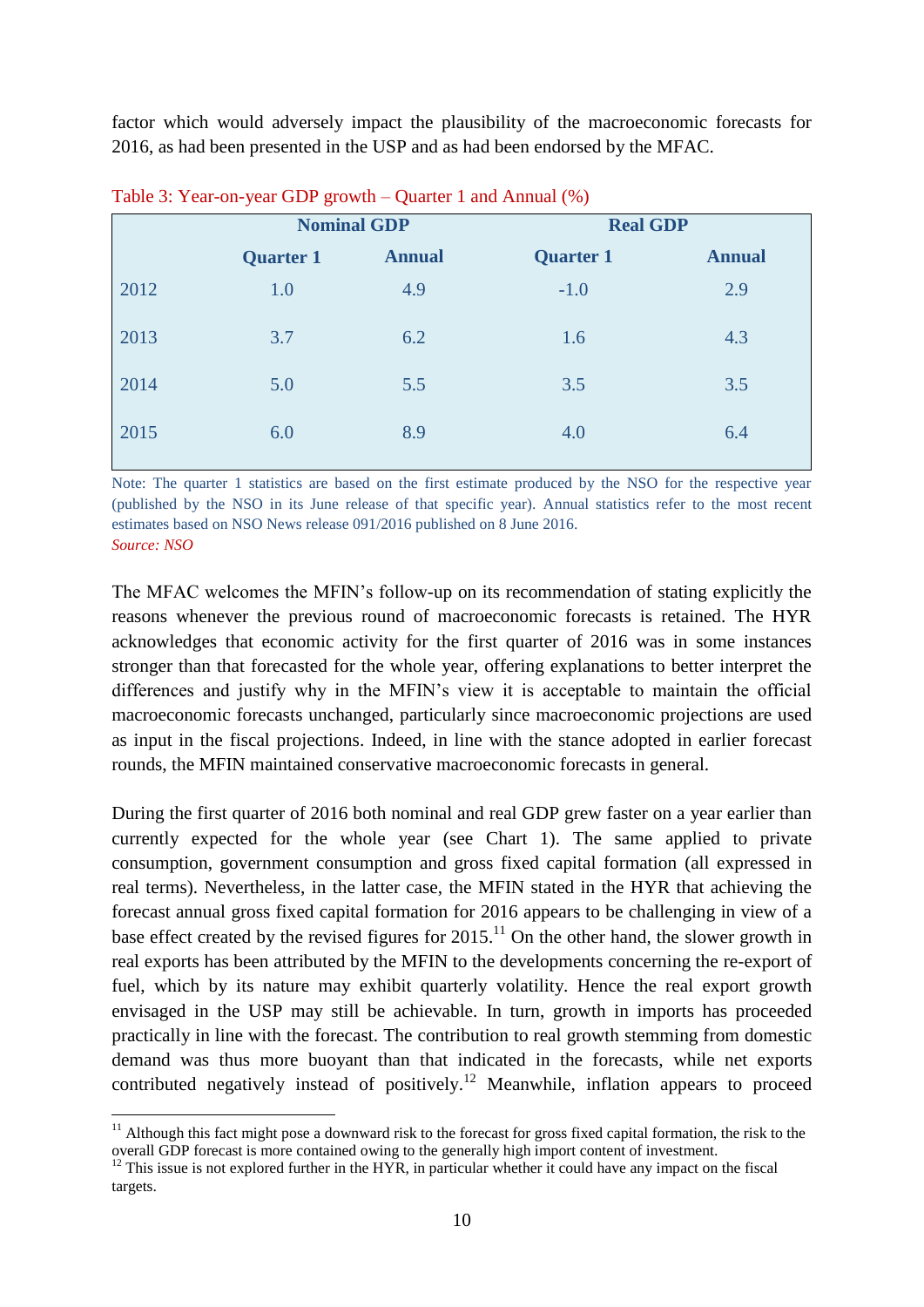factor which would adversely impact the plausibility of the macroeconomic forecasts for 2016, as had been presented in the USP and as had been endorsed by the MFAC.

Table 3: Year-on-year GDP growth – Quarter 1 and Annual (%)

| | Nominal GDP | | Real GDP | |
|---|---|---|---|---|
| | **Quarter 1** | **Annual** | **Quarter 1** | **Annual** |
| 2012 | 1.0 | 4.9 | -1.0 | 2.9 |
| 2013 | 3.7 | 6.2 | 1.6 | 4.3 |
| 2014 | 5.0 | 5.5 | 3.5 | 3.5 |
| 2015 | 6.0 | 8.9 | 4.0 | 6.4 |

Note: The quarter 1 statistics are based on the first estimate produced by the NSO for the respective year (published by the NSO in its June release of that specific year). Annual statistics refer to the most recent estimates based on NSO News release 091/2016 published on 8 June 2016.
*Source: NSO*

The MFAC welcomes the MFIN's follow-up on its recommendation of stating explicitly the reasons whenever the previous round of macroeconomic forecasts is retained. The HYR acknowledges that economic activity for the first quarter of 2016 was in some instances stronger than that forecasted for the whole year, offering explanations to better interpret the differences and justify why in the MFIN's view it is acceptable to maintain the official macroeconomic forecasts unchanged, particularly since macroeconomic projections are used as input in the fiscal projections. Indeed, in line with the stance adopted in earlier forecast rounds, the MFIN maintained conservative macroeconomic forecasts in general.

During the first quarter of 2016 both nominal and real GDP grew faster on a year earlier than currently expected for the whole year (see Chart 1). The same applied to private consumption, government consumption and gross fixed capital formation (all expressed in real terms). Nevertheless, in the latter case, the MFIN stated in the HYR that achieving the forecast annual gross fixed capital formation for 2016 appears to be challenging in view of a base effect created by the revised figures for 2015.[11] On the other hand, the slower growth in real exports has been attributed by the MFIN to the developments concerning the re-export of fuel, which by its nature may exhibit quarterly volatility. Hence the real export growth envisaged in the USP may still be achievable. In turn, growth in imports has proceeded practically in line with the forecast. The contribution to real growth stemming from domestic demand was thus more buoyant than that indicated in the forecasts, while net exports contributed negatively instead of positively.[12] Meanwhile, inflation appears to proceed

[11] Although this fact might pose a downward risk to the forecast for gross fixed capital formation, the risk to the overall GDP forecast is more contained owing to the generally high import content of investment.

[12] This issue is not explored further in the HYR, in particular whether it could have any impact on the fiscal targets.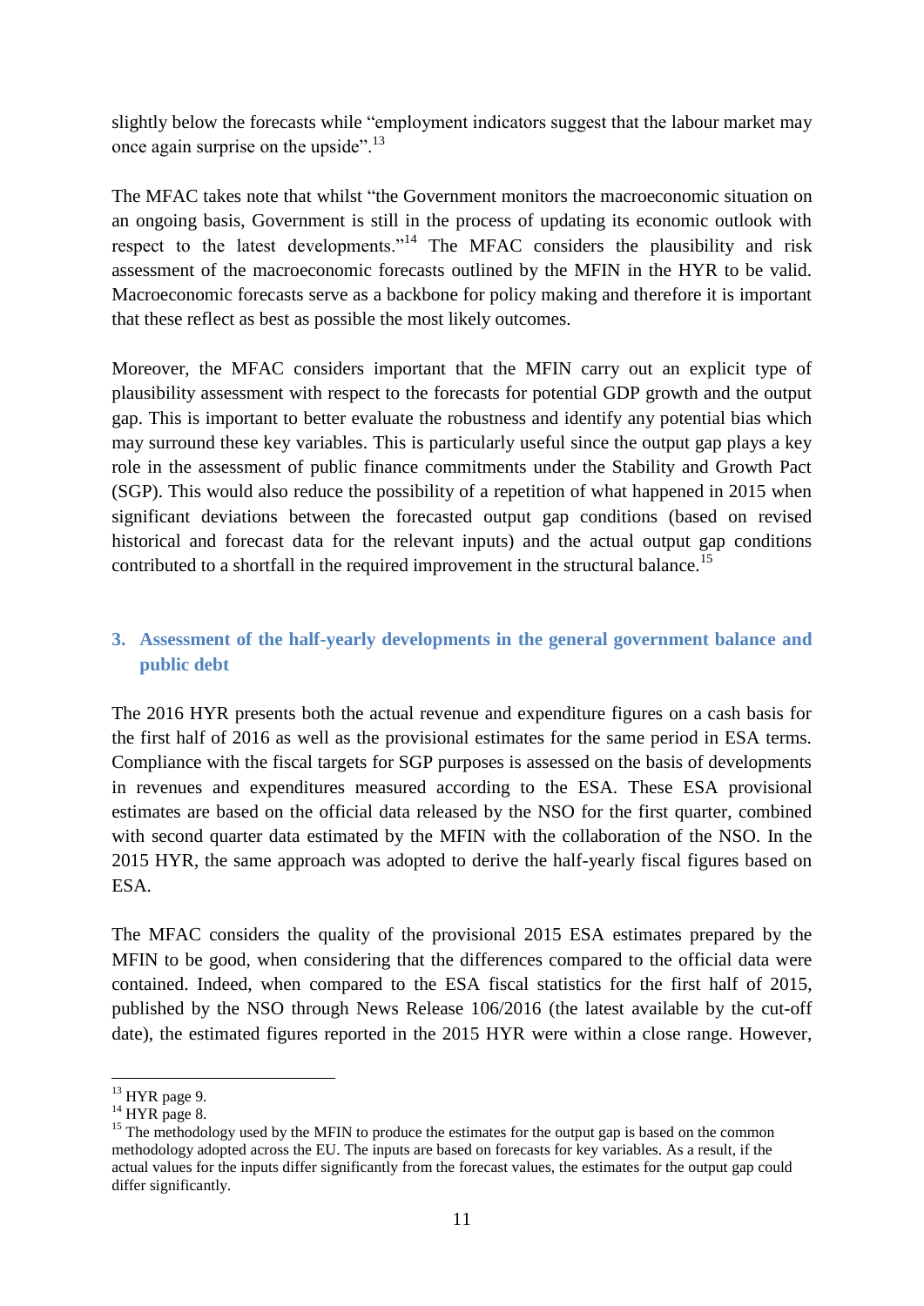slightly below the forecasts while "employment indicators suggest that the labour market may once again surprise on the upside".[13]

The MFAC takes note that whilst "the Government monitors the macroeconomic situation on an ongoing basis, Government is still in the process of updating its economic outlook with respect to the latest developments."[14] The MFAC considers the plausibility and risk assessment of the macroeconomic forecasts outlined by the MFIN in the HYR to be valid. Macroeconomic forecasts serve as a backbone for policy making and therefore it is important that these reflect as best as possible the most likely outcomes.

Moreover, the MFAC considers important that the MFIN carry out an explicit type of plausibility assessment with respect to the forecasts for potential GDP growth and the output gap. This is important to better evaluate the robustness and identify any potential bias which may surround these key variables. This is particularly useful since the output gap plays a key role in the assessment of public finance commitments under the Stability and Growth Pact (SGP). This would also reduce the possibility of a repetition of what happened in 2015 when significant deviations between the forecasted output gap conditions (based on revised historical and forecast data for the relevant inputs) and the actual output gap conditions contributed to a shortfall in the required improvement in the structural balance.[15]

## 3. Assessment of the half-yearly developments in the general government balance and public debt

The 2016 HYR presents both the actual revenue and expenditure figures on a cash basis for the first half of 2016 as well as the provisional estimates for the same period in ESA terms. Compliance with the fiscal targets for SGP purposes is assessed on the basis of developments in revenues and expenditures measured according to the ESA. These ESA provisional estimates are based on the official data released by the NSO for the first quarter, combined with second quarter data estimated by the MFIN with the collaboration of the NSO. In the 2015 HYR, the same approach was adopted to derive the half-yearly fiscal figures based on ESA.

The MFAC considers the quality of the provisional 2015 ESA estimates prepared by the MFIN to be good, when considering that the differences compared to the official data were contained. Indeed, when compared to the ESA fiscal statistics for the first half of 2015, published by the NSO through News Release 106/2016 (the latest available by the cut-off date), the estimated figures reported in the 2015 HYR were within a close range. However,

[13] HYR page 9.
[14] HYR page 8.
[15] The methodology used by the MFIN to produce the estimates for the output gap is based on the common methodology adopted across the EU. The inputs are based on forecasts for key variables. As a result, if the actual values for the inputs differ significantly from the forecast values, the estimates for the output gap could differ significantly.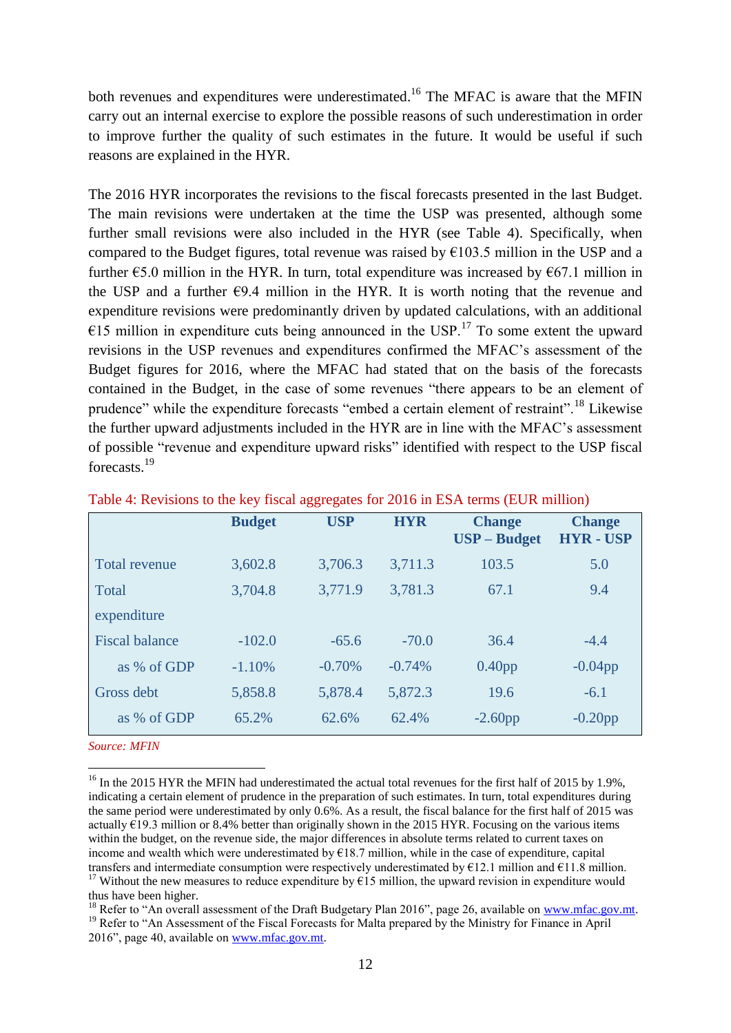both revenues and expenditures were underestimated.[16] The MFAC is aware that the MFIN carry out an internal exercise to explore the possible reasons of such underestimation in order to improve further the quality of such estimates in the future. It would be useful if such reasons are explained in the HYR.

The 2016 HYR incorporates the revisions to the fiscal forecasts presented in the last Budget. The main revisions were undertaken at the time the USP was presented, although some further small revisions were also included in the HYR (see Table 4). Specifically, when compared to the Budget figures, total revenue was raised by €103.5 million in the USP and a further €5.0 million in the HYR. In turn, total expenditure was increased by €67.1 million in the USP and a further €9.4 million in the HYR. It is worth noting that the revenue and expenditure revisions were predominantly driven by updated calculations, with an additional €15 million in expenditure cuts being announced in the USP.[17] To some extent the upward revisions in the USP revenues and expenditures confirmed the MFAC's assessment of the Budget figures for 2016, where the MFAC had stated that on the basis of the forecasts contained in the Budget, in the case of some revenues "there appears to be an element of prudence" while the expenditure forecasts "embed a certain element of restraint".[18] Likewise the further upward adjustments included in the HYR are in line with the MFAC's assessment of possible "revenue and expenditure upward risks" identified with respect to the USP fiscal forecasts.[19]

Table 4: Revisions to the key fiscal aggregates for 2016 in ESA terms (EUR million)

| | Budget | USP | HYR | Change USP – Budget | Change HYR - USP |
|---|---|---|---|---|---|
| Total revenue | 3,602.8 | 3,706.3 | 3,711.3 | 103.5 | 5.0 |
| Total expenditure | 3,704.8 | 3,771.9 | 3,781.3 | 67.1 | 9.4 |
| Fiscal balance | -102.0 | -65.6 | -70.0 | 36.4 | -4.4 |
| as % of GDP | -1.10% | -0.70% | -0.74% | 0.40pp | -0.04pp |
| Gross debt | 5,858.8 | 5,878.4 | 5,872.3 | 19.6 | -6.1 |
| as % of GDP | 65.2% | 62.6% | 62.4% | -2.60pp | -0.20pp |

*Source: MFIN*

[16] In the 2015 HYR the MFIN had underestimated the actual total revenues for the first half of 2015 by 1.9%, indicating a certain element of prudence in the preparation of such estimates. In turn, total expenditures during the same period were underestimated by only 0.6%. As a result, the fiscal balance for the first half of 2015 was actually €19.3 million or 8.4% better than originally shown in the 2015 HYR. Focusing on the various items within the budget, on the revenue side, the major differences in absolute terms related to current taxes on income and wealth which were underestimated by €18.7 million, while in the case of expenditure, capital transfers and intermediate consumption were respectively underestimated by €12.1 million and €11.8 million.

[17] Without the new measures to reduce expenditure by €15 million, the upward revision in expenditure would thus have been higher.

[18] Refer to "An overall assessment of the Draft Budgetary Plan 2016", page 26, available on www.mfac.gov.mt.

[19] Refer to "An Assessment of the Fiscal Forecasts for Malta prepared by the Ministry for Finance in April 2016", page 40, available on www.mfac.gov.mt.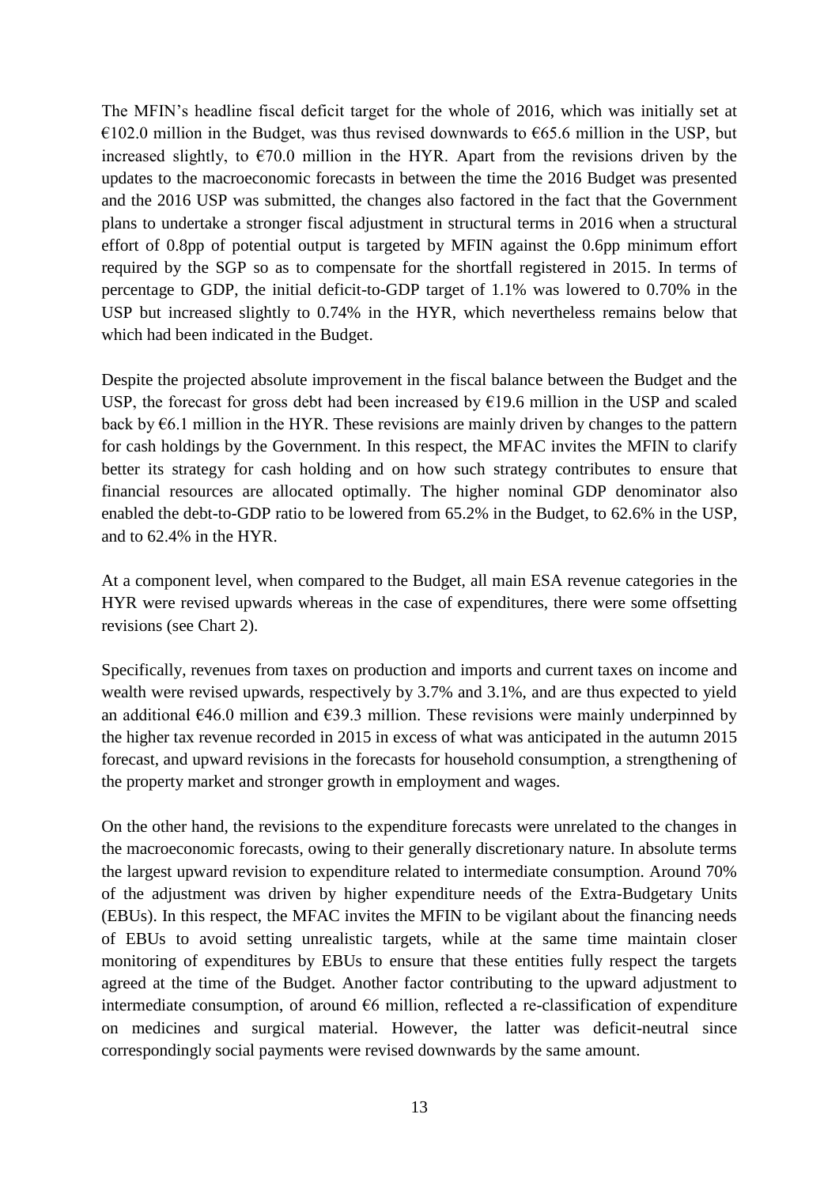The MFIN's headline fiscal deficit target for the whole of 2016, which was initially set at €102.0 million in the Budget, was thus revised downwards to €65.6 million in the USP, but increased slightly, to €70.0 million in the HYR. Apart from the revisions driven by the updates to the macroeconomic forecasts in between the time the 2016 Budget was presented and the 2016 USP was submitted, the changes also factored in the fact that the Government plans to undertake a stronger fiscal adjustment in structural terms in 2016 when a structural effort of 0.8pp of potential output is targeted by MFIN against the 0.6pp minimum effort required by the SGP so as to compensate for the shortfall registered in 2015. In terms of percentage to GDP, the initial deficit-to-GDP target of 1.1% was lowered to 0.70% in the USP but increased slightly to 0.74% in the HYR, which nevertheless remains below that which had been indicated in the Budget.

Despite the projected absolute improvement in the fiscal balance between the Budget and the USP, the forecast for gross debt had been increased by €19.6 million in the USP and scaled back by €6.1 million in the HYR. These revisions are mainly driven by changes to the pattern for cash holdings by the Government. In this respect, the MFAC invites the MFIN to clarify better its strategy for cash holding and on how such strategy contributes to ensure that financial resources are allocated optimally. The higher nominal GDP denominator also enabled the debt-to-GDP ratio to be lowered from 65.2% in the Budget, to 62.6% in the USP, and to 62.4% in the HYR.

At a component level, when compared to the Budget, all main ESA revenue categories in the HYR were revised upwards whereas in the case of expenditures, there were some offsetting revisions (see Chart 2).

Specifically, revenues from taxes on production and imports and current taxes on income and wealth were revised upwards, respectively by 3.7% and 3.1%, and are thus expected to yield an additional €46.0 million and €39.3 million. These revisions were mainly underpinned by the higher tax revenue recorded in 2015 in excess of what was anticipated in the autumn 2015 forecast, and upward revisions in the forecasts for household consumption, a strengthening of the property market and stronger growth in employment and wages.

On the other hand, the revisions to the expenditure forecasts were unrelated to the changes in the macroeconomic forecasts, owing to their generally discretionary nature. In absolute terms the largest upward revision to expenditure related to intermediate consumption. Around 70% of the adjustment was driven by higher expenditure needs of the Extra-Budgetary Units (EBUs). In this respect, the MFAC invites the MFIN to be vigilant about the financing needs of EBUs to avoid setting unrealistic targets, while at the same time maintain closer monitoring of expenditures by EBUs to ensure that these entities fully respect the targets agreed at the time of the Budget. Another factor contributing to the upward adjustment to intermediate consumption, of around €6 million, reflected a re-classification of expenditure on medicines and surgical material. However, the latter was deficit-neutral since correspondingly social payments were revised downwards by the same amount.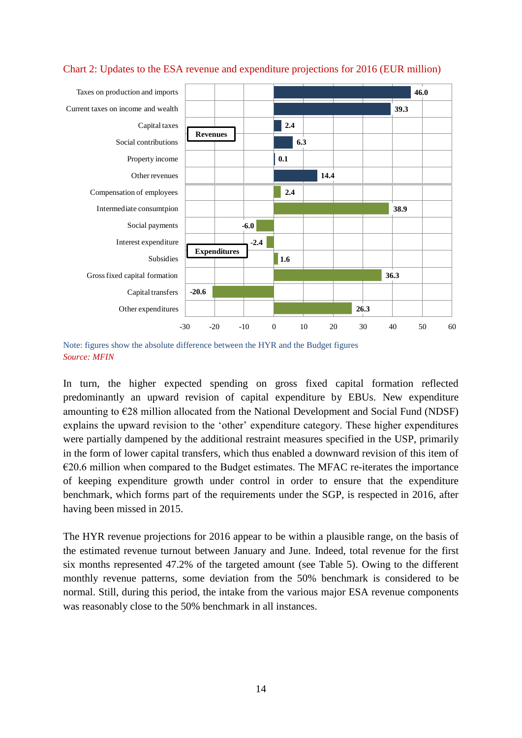Chart 2: Updates to the ESA revenue and expenditure projections for 2016 (EUR million)

| | Category | EUR million |
|---|---|---|
| Revenues | Taxes on production and imports | 46.0 |
| | Current taxes on income and wealth | 39.3 |
| | Capital taxes | 2.4 |
| | Social contributions | 6.3 |
| | Property income | 0.1 |
| | Other revenues | 14.4 |
| Expenditures | Compensation of employees | 2.4 |
| | Intermediate consumtpion | 38.9 |
| | Social payments | -6.0 |
| | Interest expenditure | -2.4 |
| | Subsidies | 1.6 |
| | Gross fixed capital formation | 36.3 |
| | Capital transfers | -20.6 |
| | Other expenditures | 26.3 |

Note: figures show the absolute difference between the HYR and the Budget figures
*Source: MFIN*

In turn, the higher expected spending on gross fixed capital formation reflected predominantly an upward revision of capital expenditure by EBUs. New expenditure amounting to €28 million allocated from the National Development and Social Fund (NDSF) explains the upward revision to the 'other' expenditure category. These higher expenditures were partially dampened by the additional restraint measures specified in the USP, primarily in the form of lower capital transfers, which thus enabled a downward revision of this item of €20.6 million when compared to the Budget estimates. The MFAC re-iterates the importance of keeping expenditure growth under control in order to ensure that the expenditure benchmark, which forms part of the requirements under the SGP, is respected in 2016, after having been missed in 2015.

The HYR revenue projections for 2016 appear to be within a plausible range, on the basis of the estimated revenue turnout between January and June. Indeed, total revenue for the first six months represented 47.2% of the targeted amount (see Table 5). Owing to the different monthly revenue patterns, some deviation from the 50% benchmark is considered to be normal. Still, during this period, the intake from the various major ESA revenue components was reasonably close to the 50% benchmark in all instances.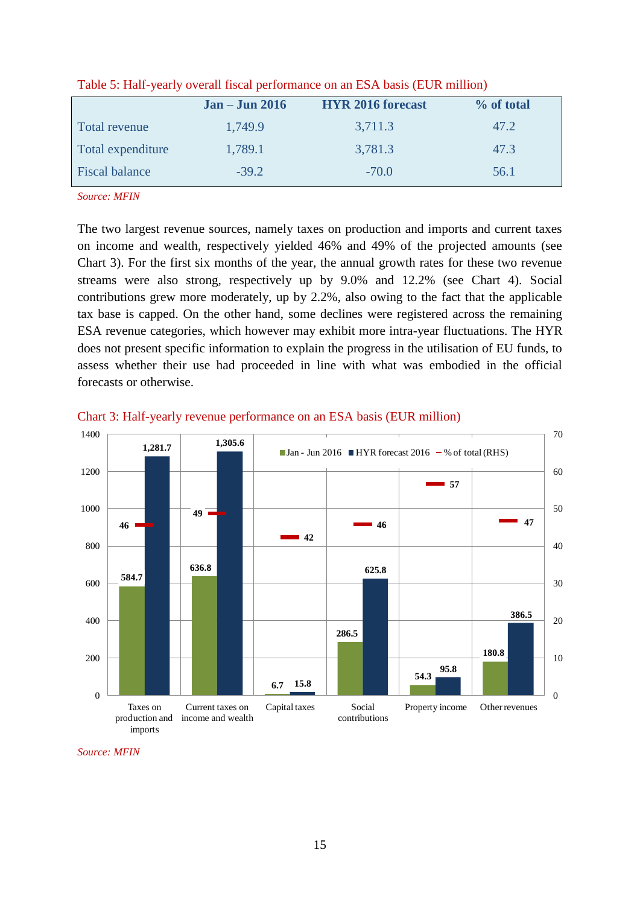Table 5: Half-yearly overall fiscal performance on an ESA basis (EUR million)

| | Jan – Jun 2016 | HYR 2016 forecast | % of total |
|---|---|---|---|
| Total revenue | 1,749.9 | 3,711.3 | 47.2 |
| Total expenditure | 1,789.1 | 3,781.3 | 47.3 |
| Fiscal balance | -39.2 | -70.0 | 56.1 |

*Source: MFIN*

The two largest revenue sources, namely taxes on production and imports and current taxes on income and wealth, respectively yielded 46% and 49% of the projected amounts (see Chart 3). For the first six months of the year, the annual growth rates for these two revenue streams were also strong, respectively up by 9.0% and 12.2% (see Chart 4). Social contributions grew more moderately, up by 2.2%, also owing to the fact that the applicable tax base is capped. On the other hand, some declines were registered across the remaining ESA revenue categories, which however may exhibit more intra-year fluctuations. The HYR does not present specific information to explain the progress in the utilisation of EU funds, to assess whether their use had proceeded in line with what was embodied in the official forecasts or otherwise.

Chart 3: Half-yearly revenue performance on an ESA basis (EUR million)

| | Jan - Jun 2016 | HYR forecast 2016 | % of total (RHS) |
|---|---|---|---|
| Taxes on production and imports | 584.7 | 1,281.7 | 46 |
| Current taxes on income and wealth | 636.8 | 1,305.6 | 49 |
| Capital taxes | 6.7 | 15.8 | 42 |
| Social contributions | 286.5 | 625.8 | 46 |
| Property income | 54.3 | 95.8 | 57 |
| Other revenues | 180.8 | 386.5 | 47 |

*Source: MFIN*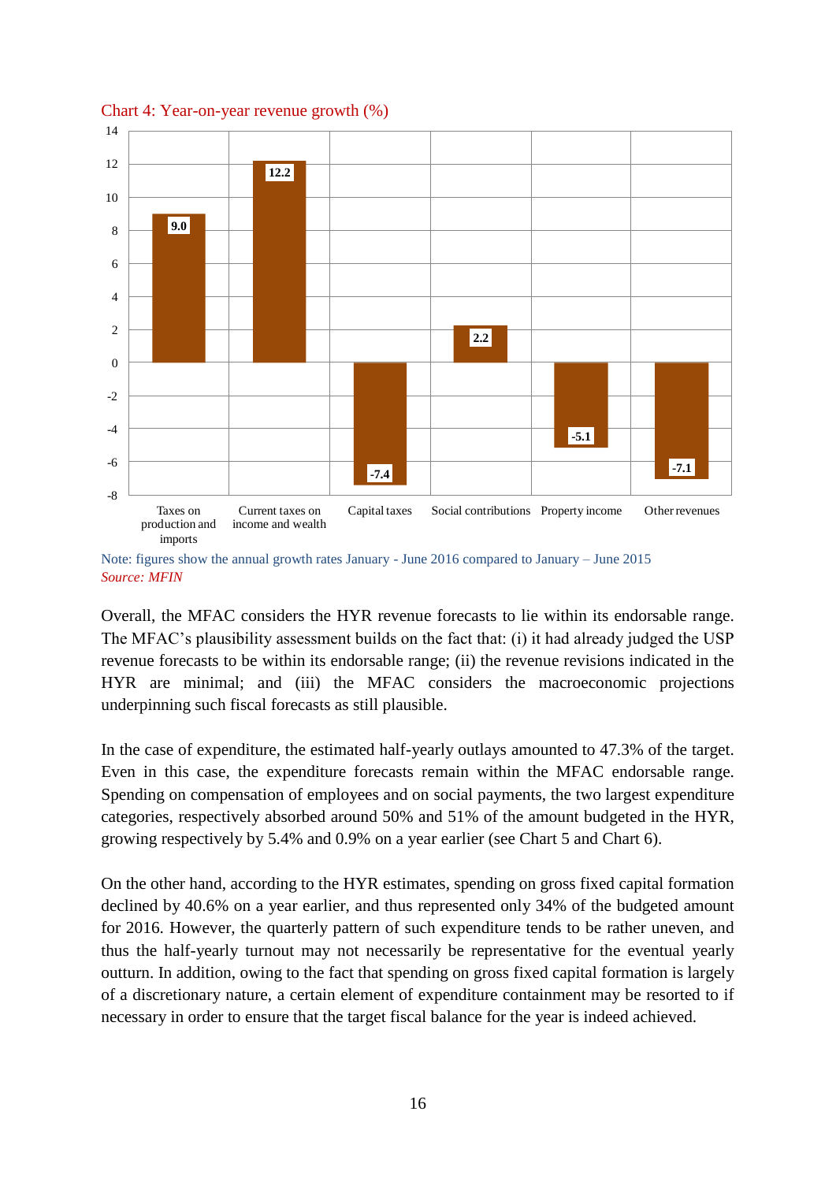Chart 4: Year-on-year revenue growth (%)

| Category | Growth (%) |
|---|---|
| Taxes on production and imports | 9.0 |
| Current taxes on income and wealth | 12.2 |
| Capital taxes | -7.4 |
| Social contributions | 2.2 |
| Property income | -5.1 |
| Other revenues | -7.1 |

Note: figures show the annual growth rates January - June 2016 compared to January – June 2015
*Source: MFIN*

Overall, the MFAC considers the HYR revenue forecasts to lie within its endorsable range. The MFAC's plausibility assessment builds on the fact that: (i) it had already judged the USP revenue forecasts to be within its endorsable range; (ii) the revenue revisions indicated in the HYR are minimal; and (iii) the MFAC considers the macroeconomic projections underpinning such fiscal forecasts as still plausible.

In the case of expenditure, the estimated half-yearly outlays amounted to 47.3% of the target. Even in this case, the expenditure forecasts remain within the MFAC endorsable range. Spending on compensation of employees and on social payments, the two largest expenditure categories, respectively absorbed around 50% and 51% of the amount budgeted in the HYR, growing respectively by 5.4% and 0.9% on a year earlier (see Chart 5 and Chart 6).

On the other hand, according to the HYR estimates, spending on gross fixed capital formation declined by 40.6% on a year earlier, and thus represented only 34% of the budgeted amount for 2016. However, the quarterly pattern of such expenditure tends to be rather uneven, and thus the half-yearly turnout may not necessarily be representative for the eventual yearly outturn. In addition, owing to the fact that spending on gross fixed capital formation is largely of a discretionary nature, a certain element of expenditure containment may be resorted to if necessary in order to ensure that the target fiscal balance for the year is indeed achieved.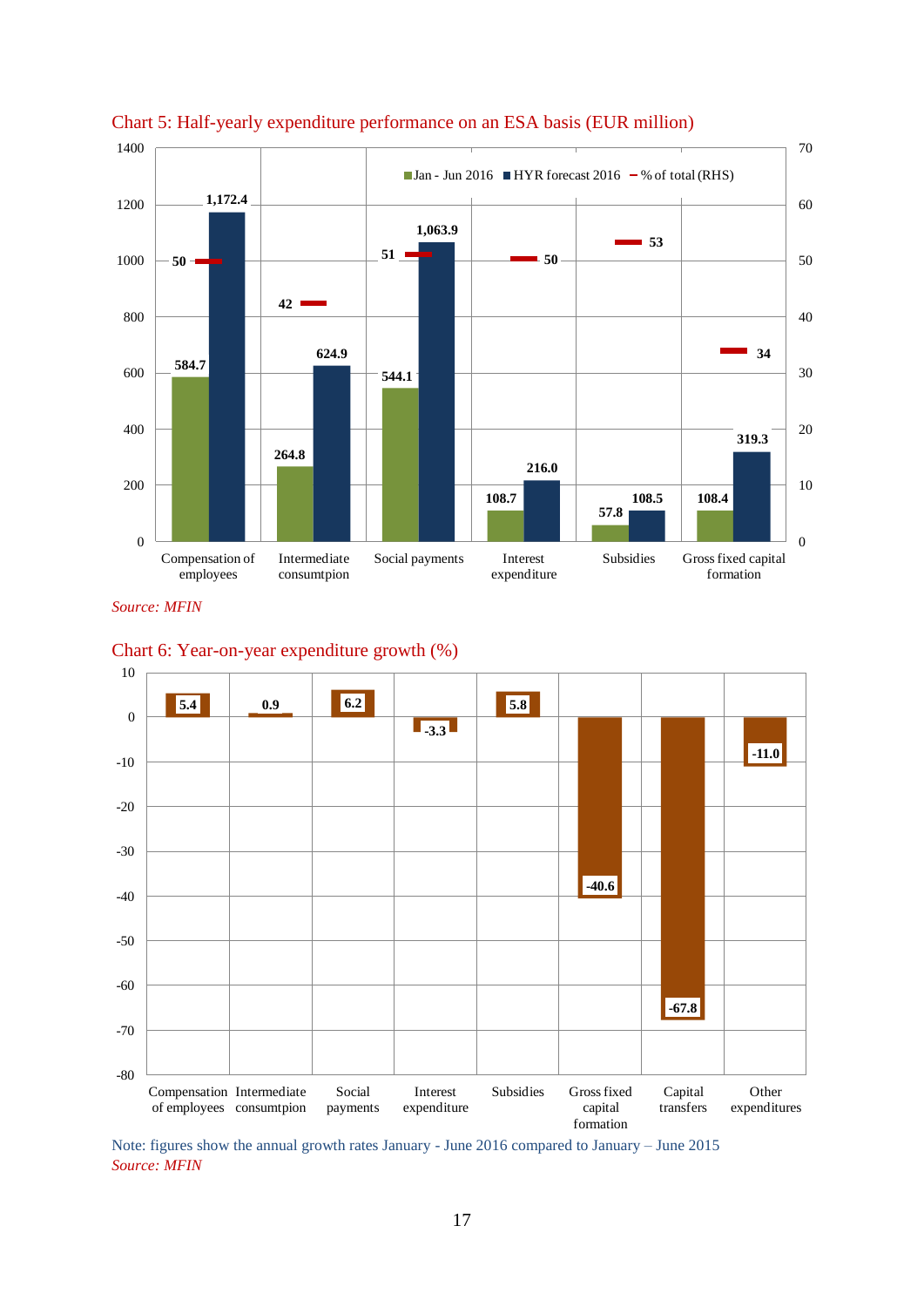Chart 5: Half-yearly expenditure performance on an ESA basis (EUR million)

| | Jan - Jun 2016 | HYR forecast 2016 | % of total (RHS) |
|---|---|---|---|
| Compensation of employees | 584.7 | 1,172.4 | 50 |
| Intermediate consumption | 264.8 | 624.9 | 42 |
| Social payments | 544.1 | 1,063.9 | 51 |
| Interest expenditure | 108.7 | 216.0 | 50 |
| Subsidies | 57.8 | 108.5 | 53 |
| Gross fixed capital formation | 108.4 | 319.3 | 34 |

*Source: MFIN*

Chart 6: Year-on-year expenditure growth (%)

| Category | Growth (%) |
|---|---|
| Compensation of employees | 5.4 |
| Intermediate consumption | 0.9 |
| Social payments | 6.2 |
| Interest expenditure | -3.3 |
| Subsidies | 5.8 |
| Gross fixed capital formation | -40.6 |
| Capital transfers | -67.8 |
| Other expenditures | -11.0 |

Note: figures show the annual growth rates January - June 2016 compared to January – June 2015

*Source: MFIN*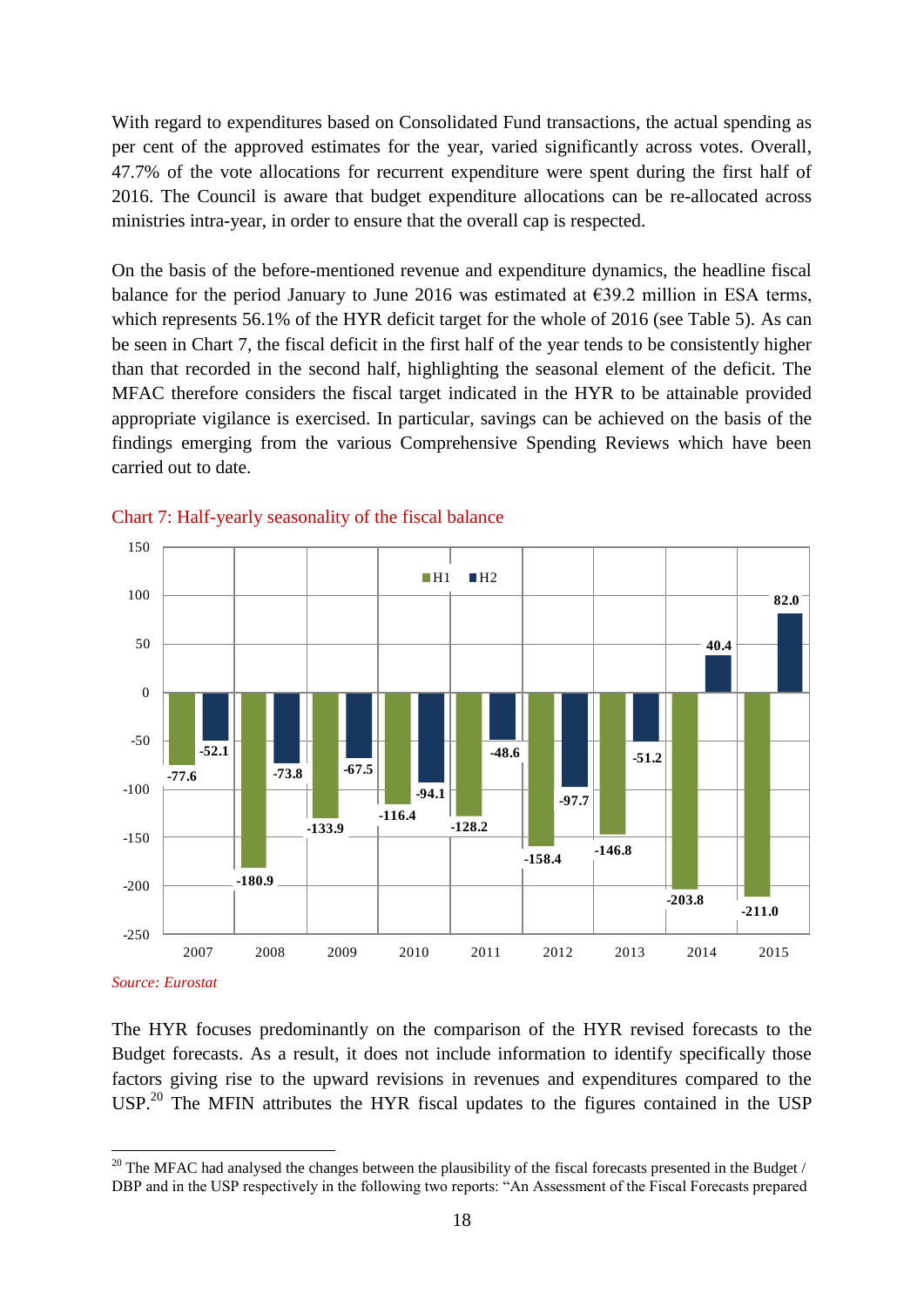With regard to expenditures based on Consolidated Fund transactions, the actual spending as per cent of the approved estimates for the year, varied significantly across votes. Overall, 47.7% of the vote allocations for recurrent expenditure were spent during the first half of 2016. The Council is aware that budget expenditure allocations can be re-allocated across ministries intra-year, in order to ensure that the overall cap is respected.

On the basis of the before-mentioned revenue and expenditure dynamics, the headline fiscal balance for the period January to June 2016 was estimated at €39.2 million in ESA terms, which represents 56.1% of the HYR deficit target for the whole of 2016 (see Table 5). As can be seen in Chart 7, the fiscal deficit in the first half of the year tends to be consistently higher than that recorded in the second half, highlighting the seasonal element of the deficit. The MFAC therefore considers the fiscal target indicated in the HYR to be attainable provided appropriate vigilance is exercised. In particular, savings can be achieved on the basis of the findings emerging from the various Comprehensive Spending Reviews which have been carried out to date.

Chart 7: Half-yearly seasonality of the fiscal balance

| Year | H1 | H2 |
|---|---|---|
| 2007 | -77.6 | -52.1 |
| 2008 | -180.9 | -73.8 |
| 2009 | -133.9 | -67.5 |
| 2010 | -116.4 | -94.1 |
| 2011 | -128.2 | -48.6 |
| 2012 | -158.4 | -97.7 |
| 2013 | -146.8 | -51.2 |
| 2014 | -203.8 | 40.4 |
| 2015 | -211.0 | 82.0 |

*Source: Eurostat*

The HYR focuses predominantly on the comparison of the HYR revised forecasts to the Budget forecasts. As a result, it does not include information to identify specifically those factors giving rise to the upward revisions in revenues and expenditures compared to the USP.[20] The MFIN attributes the HYR fiscal updates to the figures contained in the USP

[20] The MFAC had analysed the changes between the plausibility of the fiscal forecasts presented in the Budget / DBP and in the USP respectively in the following two reports: "An Assessment of the Fiscal Forecasts prepared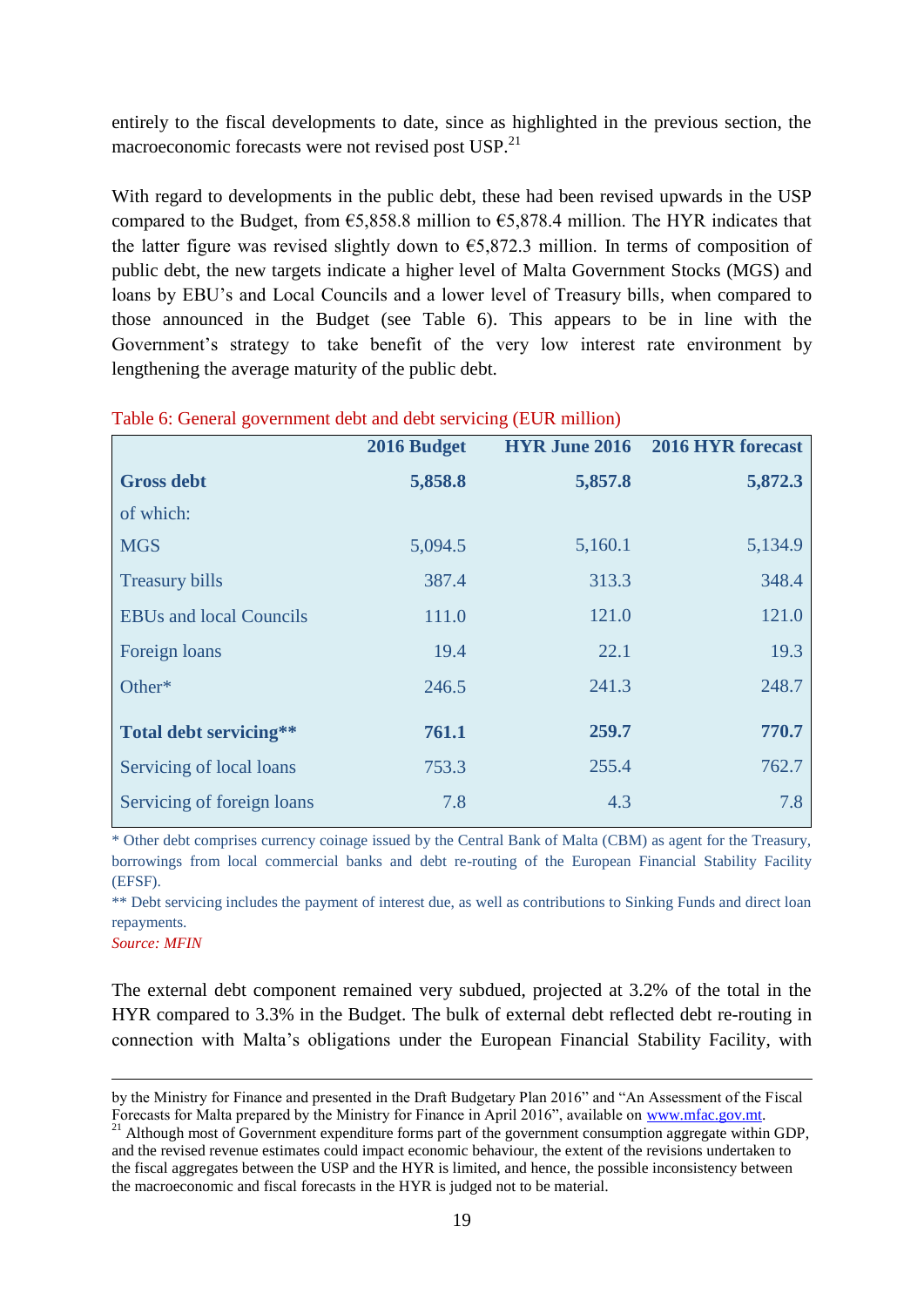entirely to the fiscal developments to date, since as highlighted in the previous section, the macroeconomic forecasts were not revised post USP.[21]

With regard to developments in the public debt, these had been revised upwards in the USP compared to the Budget, from €5,858.8 million to €5,878.4 million. The HYR indicates that the latter figure was revised slightly down to €5,872.3 million. In terms of composition of public debt, the new targets indicate a higher level of Malta Government Stocks (MGS) and loans by EBU's and Local Councils and a lower level of Treasury bills, when compared to those announced in the Budget (see Table 6). This appears to be in line with the Government's strategy to take benefit of the very low interest rate environment by lengthening the average maturity of the public debt.

Table 6: General government debt and debt servicing (EUR million)

| | 2016 Budget | HYR June 2016 | 2016 HYR forecast |
|---|---|---|---|
| **Gross debt** | **5,858.8** | **5,857.8** | **5,872.3** |
| of which: | | | |
| MGS | 5,094.5 | 5,160.1 | 5,134.9 |
| Treasury bills | 387.4 | 313.3 | 348.4 |
| EBUs and local Councils | 111.0 | 121.0 | 121.0 |
| Foreign loans | 19.4 | 22.1 | 19.3 |
| Other* | 246.5 | 241.3 | 248.7 |
| **Total debt servicing**** | **761.1** | **259.7** | **770.7** |
| Servicing of local loans | 753.3 | 255.4 | 762.7 |
| Servicing of foreign loans | 7.8 | 4.3 | 7.8 |

\* Other debt comprises currency coinage issued by the Central Bank of Malta (CBM) as agent for the Treasury, borrowings from local commercial banks and debt re-routing of the European Financial Stability Facility (EFSF).

** Debt servicing includes the payment of interest due, as well as contributions to Sinking Funds and direct loan repayments.

*Source: MFIN*

The external debt component remained very subdued, projected at 3.2% of the total in the HYR compared to 3.3% in the Budget. The bulk of external debt reflected debt re-routing in connection with Malta's obligations under the European Financial Stability Facility, with

---

by the Ministry for Finance and presented in the Draft Budgetary Plan 2016" and "An Assessment of the Fiscal Forecasts for Malta prepared by the Ministry for Finance in April 2016", available on www.mfac.gov.mt.

[21] Although most of Government expenditure forms part of the government consumption aggregate within GDP, and the revised revenue estimates could impact economic behaviour, the extent of the revisions undertaken to the fiscal aggregates between the USP and the HYR is limited, and hence, the possible inconsistency between the macroeconomic and fiscal forecasts in the HYR is judged not to be material.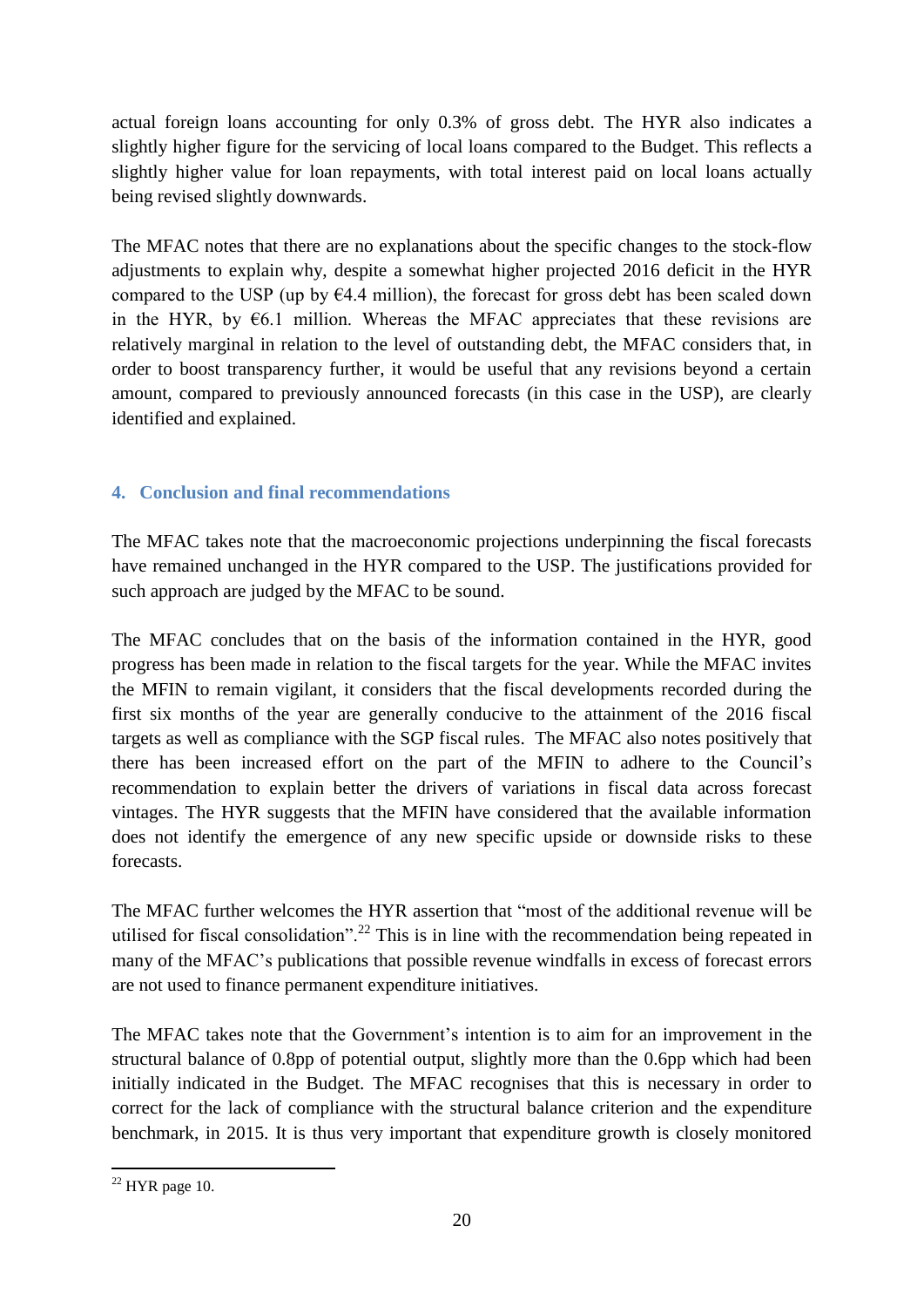actual foreign loans accounting for only 0.3% of gross debt. The HYR also indicates a slightly higher figure for the servicing of local loans compared to the Budget. This reflects a slightly higher value for loan repayments, with total interest paid on local loans actually being revised slightly downwards.

The MFAC notes that there are no explanations about the specific changes to the stock-flow adjustments to explain why, despite a somewhat higher projected 2016 deficit in the HYR compared to the USP (up by €4.4 million), the forecast for gross debt has been scaled down in the HYR, by €6.1 million. Whereas the MFAC appreciates that these revisions are relatively marginal in relation to the level of outstanding debt, the MFAC considers that, in order to boost transparency further, it would be useful that any revisions beyond a certain amount, compared to previously announced forecasts (in this case in the USP), are clearly identified and explained.

## 4. Conclusion and final recommendations

The MFAC takes note that the macroeconomic projections underpinning the fiscal forecasts have remained unchanged in the HYR compared to the USP. The justifications provided for such approach are judged by the MFAC to be sound.

The MFAC concludes that on the basis of the information contained in the HYR, good progress has been made in relation to the fiscal targets for the year. While the MFAC invites the MFIN to remain vigilant, it considers that the fiscal developments recorded during the first six months of the year are generally conducive to the attainment of the 2016 fiscal targets as well as compliance with the SGP fiscal rules. The MFAC also notes positively that there has been increased effort on the part of the MFIN to adhere to the Council's recommendation to explain better the drivers of variations in fiscal data across forecast vintages. The HYR suggests that the MFIN have considered that the available information does not identify the emergence of any new specific upside or downside risks to these forecasts.

The MFAC further welcomes the HYR assertion that "most of the additional revenue will be utilised for fiscal consolidation".[22] This is in line with the recommendation being repeated in many of the MFAC's publications that possible revenue windfalls in excess of forecast errors are not used to finance permanent expenditure initiatives.

The MFAC takes note that the Government's intention is to aim for an improvement in the structural balance of 0.8pp of potential output, slightly more than the 0.6pp which had been initially indicated in the Budget. The MFAC recognises that this is necessary in order to correct for the lack of compliance with the structural balance criterion and the expenditure benchmark, in 2015. It is thus very important that expenditure growth is closely monitored

[22] HYR page 10.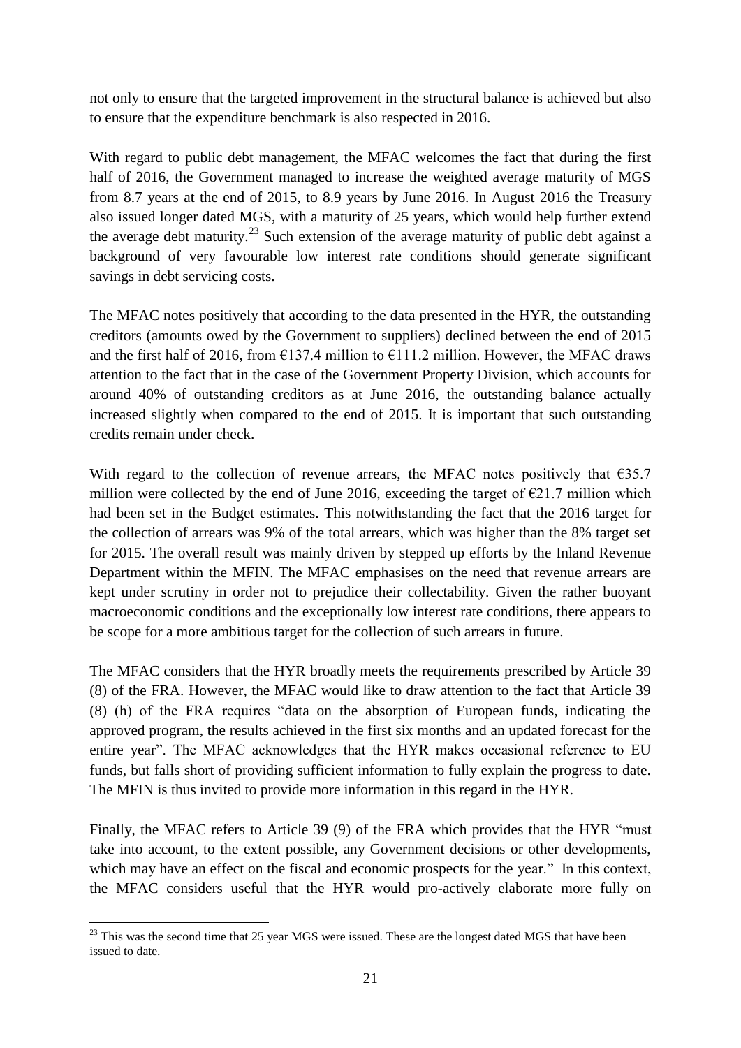not only to ensure that the targeted improvement in the structural balance is achieved but also to ensure that the expenditure benchmark is also respected in 2016.

With regard to public debt management, the MFAC welcomes the fact that during the first half of 2016, the Government managed to increase the weighted average maturity of MGS from 8.7 years at the end of 2015, to 8.9 years by June 2016. In August 2016 the Treasury also issued longer dated MGS, with a maturity of 25 years, which would help further extend the average debt maturity.[23] Such extension of the average maturity of public debt against a background of very favourable low interest rate conditions should generate significant savings in debt servicing costs.

The MFAC notes positively that according to the data presented in the HYR, the outstanding creditors (amounts owed by the Government to suppliers) declined between the end of 2015 and the first half of 2016, from €137.4 million to €111.2 million. However, the MFAC draws attention to the fact that in the case of the Government Property Division, which accounts for around 40% of outstanding creditors as at June 2016, the outstanding balance actually increased slightly when compared to the end of 2015. It is important that such outstanding credits remain under check.

With regard to the collection of revenue arrears, the MFAC notes positively that €35.7 million were collected by the end of June 2016, exceeding the target of €21.7 million which had been set in the Budget estimates. This notwithstanding the fact that the 2016 target for the collection of arrears was 9% of the total arrears, which was higher than the 8% target set for 2015. The overall result was mainly driven by stepped up efforts by the Inland Revenue Department within the MFIN. The MFAC emphasises on the need that revenue arrears are kept under scrutiny in order not to prejudice their collectability. Given the rather buoyant macroeconomic conditions and the exceptionally low interest rate conditions, there appears to be scope for a more ambitious target for the collection of such arrears in future.

The MFAC considers that the HYR broadly meets the requirements prescribed by Article 39 (8) of the FRA. However, the MFAC would like to draw attention to the fact that Article 39 (8) (h) of the FRA requires "data on the absorption of European funds, indicating the approved program, the results achieved in the first six months and an updated forecast for the entire year". The MFAC acknowledges that the HYR makes occasional reference to EU funds, but falls short of providing sufficient information to fully explain the progress to date. The MFIN is thus invited to provide more information in this regard in the HYR.

Finally, the MFAC refers to Article 39 (9) of the FRA which provides that the HYR "must take into account, to the extent possible, any Government decisions or other developments, which may have an effect on the fiscal and economic prospects for the year." In this context, the MFAC considers useful that the HYR would pro-actively elaborate more fully on

[23] This was the second time that 25 year MGS were issued. These are the longest dated MGS that have been issued to date.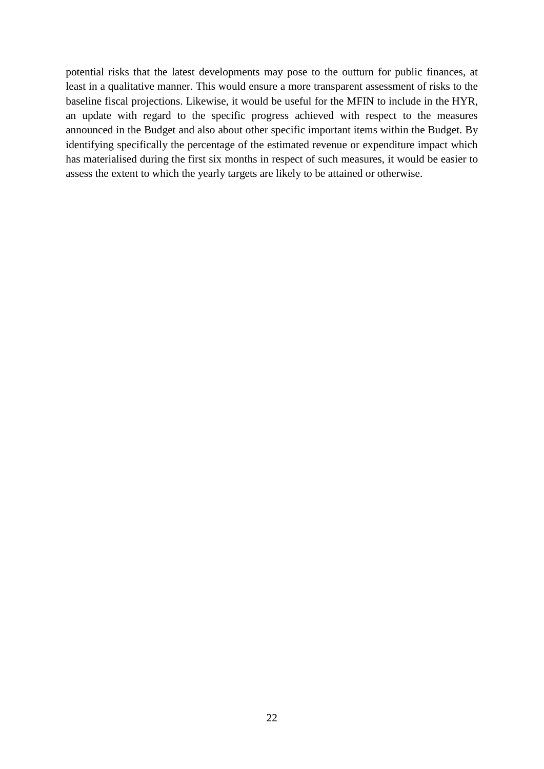potential risks that the latest developments may pose to the outturn for public finances, at least in a qualitative manner. This would ensure a more transparent assessment of risks to the baseline fiscal projections. Likewise, it would be useful for the MFIN to include in the HYR, an update with regard to the specific progress achieved with respect to the measures announced in the Budget and also about other specific important items within the Budget. By identifying specifically the percentage of the estimated revenue or expenditure impact which has materialised during the first six months in respect of such measures, it would be easier to assess the extent to which the yearly targets are likely to be attained or otherwise.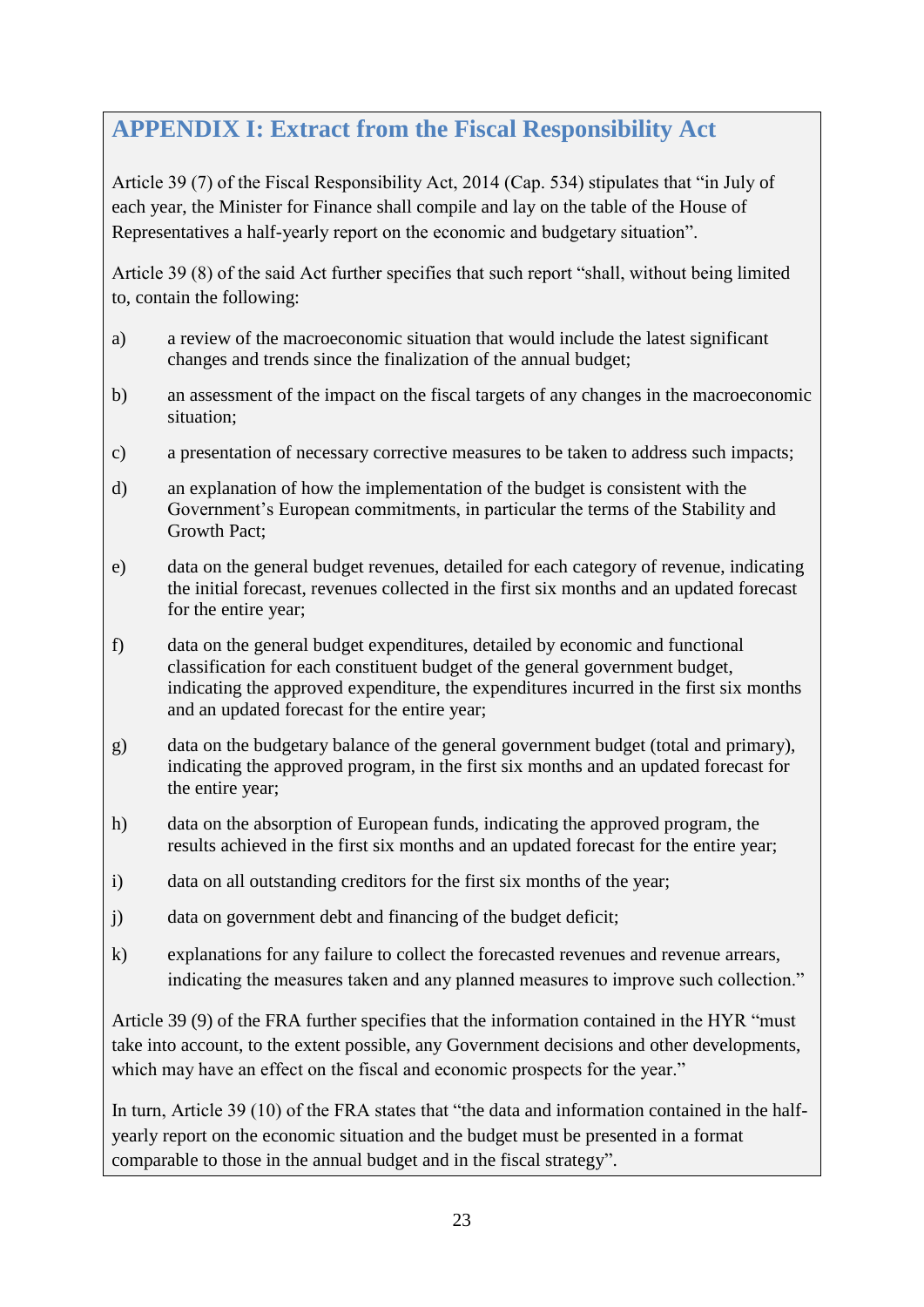## APPENDIX I: Extract from the Fiscal Responsibility Act

Article 39 (7) of the Fiscal Responsibility Act, 2014 (Cap. 534) stipulates that "in July of each year, the Minister for Finance shall compile and lay on the table of the House of Representatives a half-yearly report on the economic and budgetary situation".

Article 39 (8) of the said Act further specifies that such report "shall, without being limited to, contain the following:

a) a review of the macroeconomic situation that would include the latest significant changes and trends since the finalization of the annual budget;

b) an assessment of the impact on the fiscal targets of any changes in the macroeconomic situation;

c) a presentation of necessary corrective measures to be taken to address such impacts;

d) an explanation of how the implementation of the budget is consistent with the Government's European commitments, in particular the terms of the Stability and Growth Pact;

e) data on the general budget revenues, detailed for each category of revenue, indicating the initial forecast, revenues collected in the first six months and an updated forecast for the entire year;

f) data on the general budget expenditures, detailed by economic and functional classification for each constituent budget of the general government budget, indicating the approved expenditure, the expenditures incurred in the first six months and an updated forecast for the entire year;

g) data on the budgetary balance of the general government budget (total and primary), indicating the approved program, in the first six months and an updated forecast for the entire year;

h) data on the absorption of European funds, indicating the approved program, the results achieved in the first six months and an updated forecast for the entire year;

i) data on all outstanding creditors for the first six months of the year;

j) data on government debt and financing of the budget deficit;

k) explanations for any failure to collect the forecasted revenues and revenue arrears, indicating the measures taken and any planned measures to improve such collection."

Article 39 (9) of the FRA further specifies that the information contained in the HYR "must take into account, to the extent possible, any Government decisions and other developments, which may have an effect on the fiscal and economic prospects for the year."

In turn, Article 39 (10) of the FRA states that "the data and information contained in the half-yearly report on the economic situation and the budget must be presented in a format comparable to those in the annual budget and in the fiscal strategy".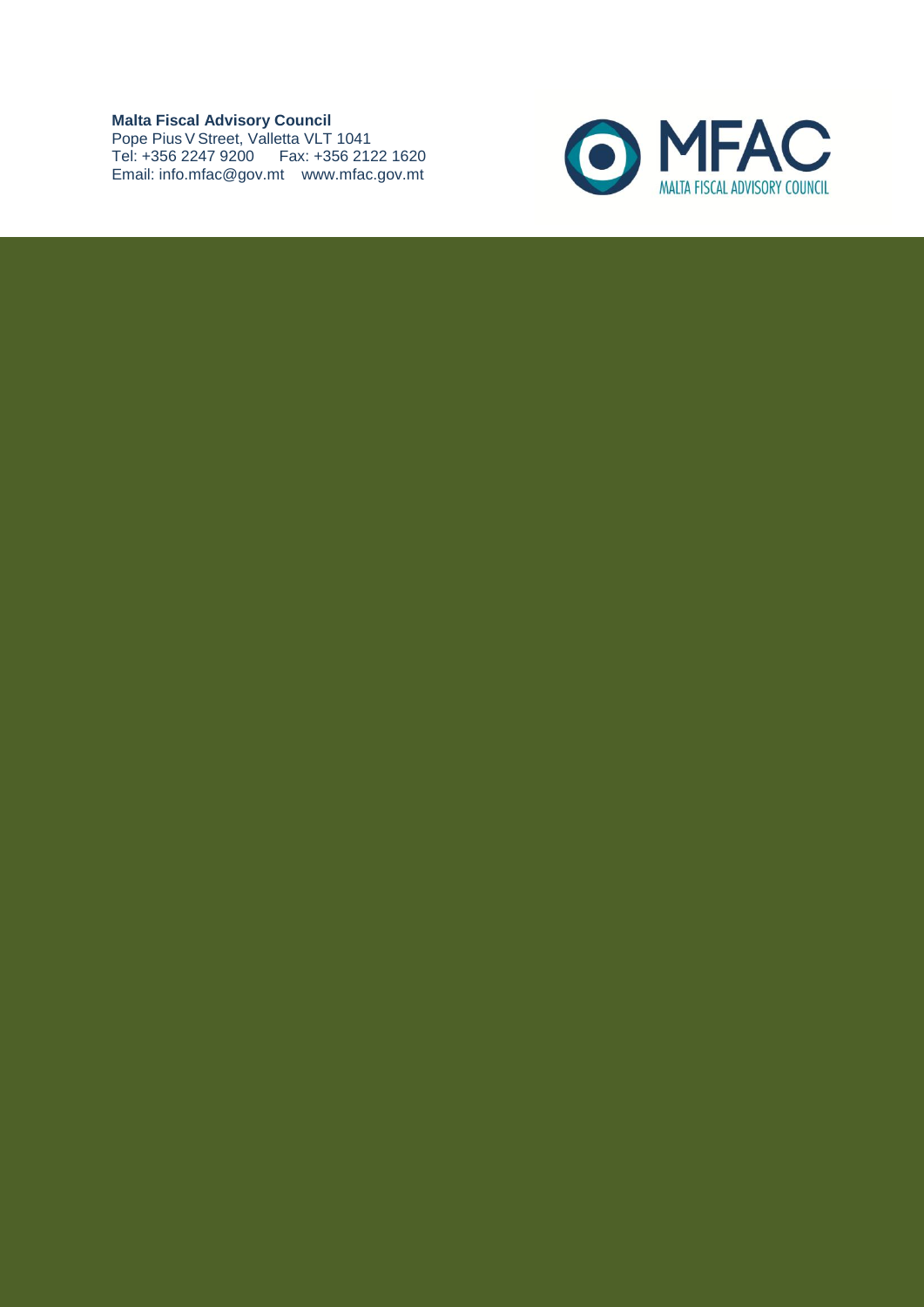**Malta Fiscal Advisory Council**
Pope Pius V Street, Valletta VLT 1041
Tel: +356 2247 9200 Fax: +356 2122 1620
Email: info.mfac@gov.mt www.mfac.gov.mt

MFAC
MALTA FISCAL ADVISORY COUNCIL